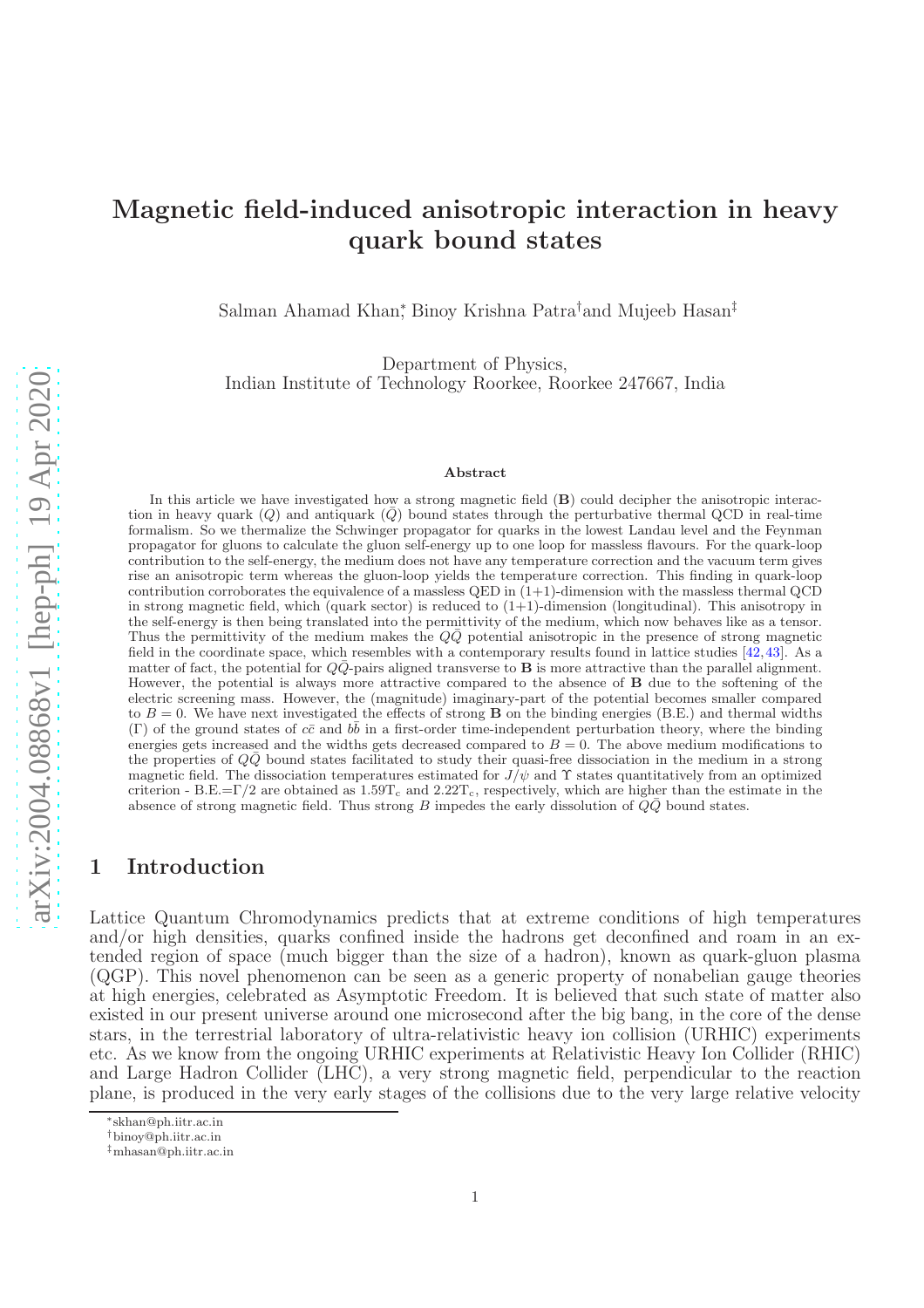# Magnetic field-induced anisotropic interaction in heavy quark bound states

Salman Ahamad Khan[*], Binoy Krishna Patra[†] and Mujeeb Hasan[‡]

Department of Physics,
Indian Institute of Technology Roorkee, Roorkee 247667, India

### Abstract

In this article we have investigated how a strong magnetic field ($\mathbf{B}$) could decipher the anisotropic interaction in heavy quark ($Q$) and antiquark ($\bar{Q}$) bound states through the perturbative thermal QCD in real-time formalism. So we thermalize the Schwinger propagator for quarks in the lowest Landau level and the Feynman propagator for gluons to calculate the gluon self-energy up to one loop for massless flavours. For the quark-loop contribution to the self-energy, the medium does not have any temperature correction and the vacuum term gives rise an anisotropic term whereas the gluon-loop yields the temperature correction. This finding in quark-loop contribution corroborates the equivalence of a massless QED in (1+1)-dimension with the massless thermal QCD in strong magnetic field, which (quark sector) is reduced to (1+1)-dimension (longitudinal). This anisotropy in the self-energy is then being translated into the permittivity of the medium, which now behaves like as a tensor. Thus the permittivity of the medium makes the $Q\bar{Q}$ potential anisotropic in the presence of strong magnetic field in the coordinate space, which resembles with a contemporary results found in lattice studies [42,43]. As a matter of fact, the potential for $Q\bar{Q}$-pairs aligned transverse to $\mathbf{B}$ is more attractive than the parallel alignment. However, the potential is always more attractive compared to the absence of $\mathbf{B}$ due to the softening of the electric screening mass. However, the (magnitude) imaginary-part of the potential becomes smaller compared to $B = 0$. We have next investigated the effects of strong $\mathbf{B}$ on the binding energies (B.E.) and thermal widths ($\Gamma$) of the ground states of $c\bar{c}$ and $b\bar{b}$ in a first-order time-independent perturbation theory, where the binding energies gets increased and the widths gets decreased compared to $B = 0$. The above medium modifications to the properties of $Q\bar{Q}$ bound states facilitated to study their quasi-free dissociation in the medium in a strong magnetic field. The dissociation temperatures estimated for $J/\psi$ and $\Upsilon$ states quantitatively from an optimized criterion - B.E.=$\Gamma/2$ are obtained as 1.59T$_c$ and 2.22T$_c$, respectively, which are higher than the estimate in the absence of strong magnetic field. Thus strong $B$ impedes the early dissolution of $Q\bar{Q}$ bound states.

## 1 Introduction

Lattice Quantum Chromodynamics predicts that at extreme conditions of high temperatures and/or high densities, quarks confined inside the hadrons get deconfined and roam in an extended region of space (much bigger than the size of a hadron), known as quark-gluon plasma (QGP). This novel phenomenon can be seen as a generic property of nonabelian gauge theories at high energies, celebrated as Asymptotic Freedom. It is believed that such state of matter also existed in our present universe around one microsecond after the big bang, in the core of the dense stars, in the terrestrial laboratory of ultra-relativistic heavy ion collision (URHIC) experiments etc. As we know from the ongoing URHIC experiments at Relativistic Heavy Ion Collider (RHIC) and Large Hadron Collider (LHC), a very strong magnetic field, perpendicular to the reaction plane, is produced in the very early stages of the collisions due to the very large relative velocity

[*] skhan@ph.iitr.ac.in
[†] binoy@ph.iitr.ac.in
[‡] mhasan@ph.iitr.ac.in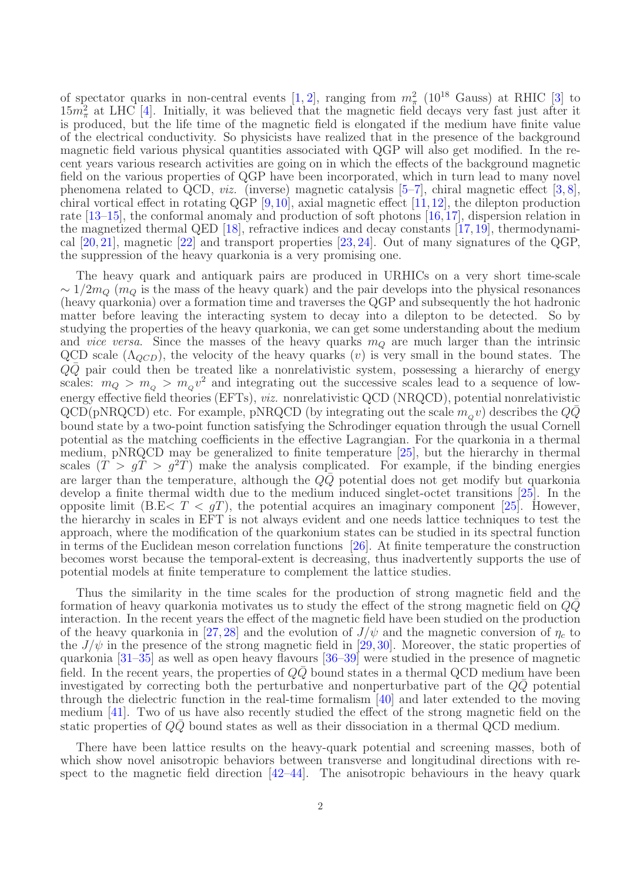of spectator quarks in non-central events [1, 2], ranging from $m_\pi^2$ ($10^{18}$ Gauss) at RHIC [3] to $15m_\pi^2$ at LHC [4]. Initially, it was believed that the magnetic field decays very fast just after it is produced, but the life time of the magnetic field is elongated if the medium have finite value of the electrical conductivity. So physicists have realized that in the presence of the background magnetic field various physical quantities associated with QGP will also get modified. In the recent years various research activities are going on in which the effects of the background magnetic field on the various properties of QGP have been incorporated, which in turn lead to many novel phenomena related to QCD, *viz.* (inverse) magnetic catalysis [5–7], chiral magnetic effect [3, 8], chiral vortical effect in rotating QGP [9, 10], axial magnetic effect [11, 12], the dilepton production rate [13–15], the conformal anomaly and production of soft photons [16, 17], dispersion relation in the magnetized thermal QED [18], refractive indices and decay constants [17, 19], thermodynamical [20, 21], magnetic [22] and transport properties [23, 24]. Out of many signatures of the QGP, the suppression of the heavy quarkonia is a very promising one.

The heavy quark and antiquark pairs are produced in URHICs on a very short time-scale $\sim 1/2m_Q$ ($m_Q$ is the mass of the heavy quark) and the pair develops into the physical resonances (heavy quarkonia) over a formation time and traverses the QGP and subsequently the hot hadronic matter before leaving the interacting system to decay into a dilepton to be detected. So by studying the properties of the heavy quarkonia, we can get some understanding about the medium and *vice versa*. Since the masses of the heavy quarks $m_Q$ are much larger than the intrinsic QCD scale ($\Lambda_{QCD}$), the velocity of the heavy quarks ($v$) is very small in the bound states. The $Q\bar{Q}$ pair could then be treated like a nonrelativistic system, possessing a hierarchy of energy scales: $m_Q > m_{_Q} > m_{_Q}v^2$ and integrating out the successive scales lead to a sequence of low-energy effective field theories (EFTs), *viz.* nonrelativistic QCD (NRQCD), potential nonrelativistic QCD(pNRQCD) etc. For example, pNRQCD (by integrating out the scale $m_{_Q}v$) describes the $Q\bar{Q}$ bound state by a two-point function satisfying the Schrodinger equation through the usual Cornell potential as the matching coefficients in the effective Lagrangian. For the quarkonia in a thermal medium, pNRQCD may be generalized to finite temperature [25], but the hierarchy in thermal scales ($T > gT > g^2T$) make the analysis complicated. For example, if the binding energies are larger than the temperature, although the $Q\bar{Q}$ potential does not get modify but quarkonia develop a finite thermal width due to the medium induced singlet-octet transitions [25]. In the opposite limit (B.E$< T < gT$), the potential acquires an imaginary component [25]. However, the hierarchy in scales in EFT is not always evident and one needs lattice techniques to test the approach, where the modification of the quarkonium states can be studied in its spectral function in terms of the Euclidean meson correlation functions [26]. At finite temperature the construction becomes worst because the temporal-extent is decreasing, thus inadvertently supports the use of potential models at finite temperature to complement the lattice studies.

Thus the similarity in the time scales for the production of strong magnetic field and the formation of heavy quarkonia motivates us to study the effect of the strong magnetic field on $Q\bar{Q}$ interaction. In the recent years the effect of the magnetic field have been studied on the production of the heavy quarkonia in [27, 28] and the evolution of $J/\psi$ and the magnetic conversion of $\eta_c$ to the $J/\psi$ in the presence of the strong magnetic field in [29, 30]. Moreover, the static properties of quarkonia [31–35] as well as open heavy flavours [36–39] were studied in the presence of magnetic field. In the recent years, the properties of $Q\bar{Q}$ bound states in a thermal QCD medium have been investigated by correcting both the perturbative and nonperturbative part of the $Q\bar{Q}$ potential through the dielectric function in the real-time formalism [40] and later extended to the moving medium [41]. Two of us have also recently studied the effect of the strong magnetic field on the static properties of $Q\bar{Q}$ bound states as well as their dissociation in a thermal QCD medium.

There have been lattice results on the heavy-quark potential and screening masses, both of which show novel anisotropic behaviors between transverse and longitudinal directions with respect to the magnetic field direction [42–44]. The anisotropic behaviours in the heavy quark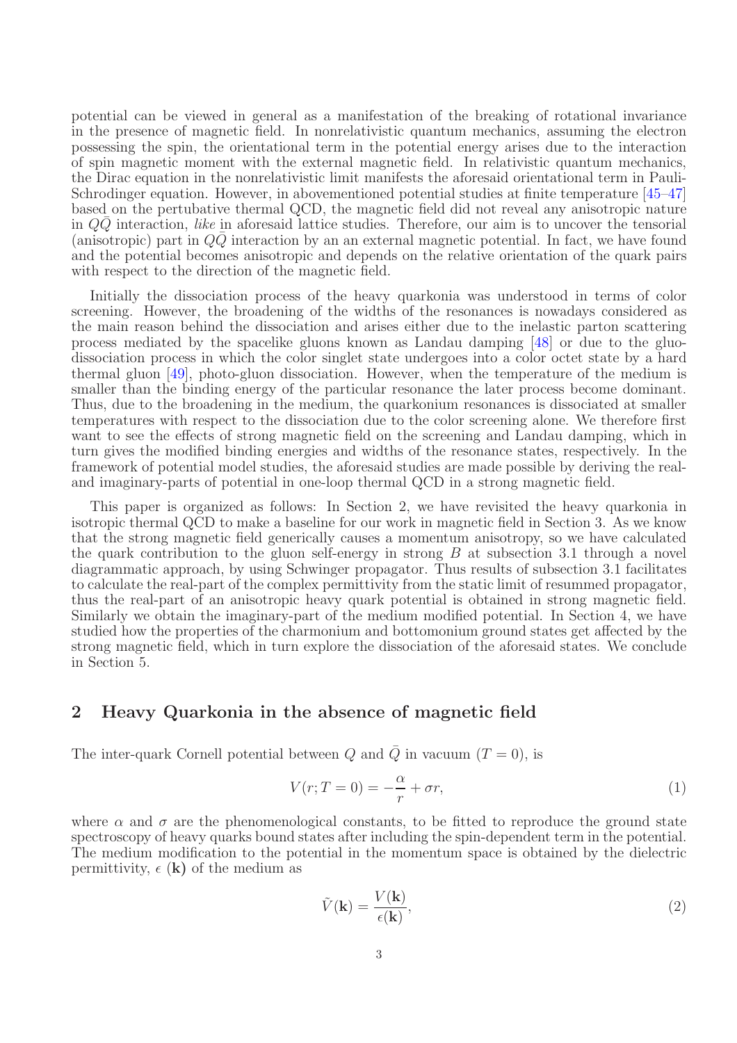potential can be viewed in general as a manifestation of the breaking of rotational invariance in the presence of magnetic field. In nonrelativistic quantum mechanics, assuming the electron possessing the spin, the orientational term in the potential energy arises due to the interaction of spin magnetic moment with the external magnetic field. In relativistic quantum mechanics, the Dirac equation in the nonrelativistic limit manifests the aforesaid orientational term in Pauli-Schrodinger equation. However, in abovementioned potential studies at finite temperature [45–47] based on the pertubative thermal QCD, the magnetic field did not reveal any anisotropic nature in $Q\bar{Q}$ interaction, *like* in aforesaid lattice studies. Therefore, our aim is to uncover the tensorial (anisotropic) part in $Q\bar{Q}$ interaction by an an external magnetic potential. In fact, we have found and the potential becomes anisotropic and depends on the relative orientation of the quark pairs with respect to the direction of the magnetic field.

Initially the dissociation process of the heavy quarkonia was understood in terms of color screening. However, the broadening of the widths of the resonances is nowadays considered as the main reason behind the dissociation and arises either due to the inelastic parton scattering process mediated by the spacelike gluons known as Landau damping [48] or due to the gluo-dissociation process in which the color singlet state undergoes into a color octet state by a hard thermal gluon [49], photo-gluon dissociation. However, when the temperature of the medium is smaller than the binding energy of the particular resonance the later process become dominant. Thus, due to the broadening in the medium, the quarkonium resonances is dissociated at smaller temperatures with respect to the dissociation due to the color screening alone. We therefore first want to see the effects of strong magnetic field on the screening and Landau damping, which in turn gives the modified binding energies and widths of the resonance states, respectively. In the framework of potential model studies, the aforesaid studies are made possible by deriving the real- and imaginary-parts of potential in one-loop thermal QCD in a strong magnetic field.

This paper is organized as follows: In Section 2, we have revisited the heavy quarkonia in isotropic thermal QCD to make a baseline for our work in magnetic field in Section 3. As we know that the strong magnetic field generically causes a momentum anisotropy, so we have calculated the quark contribution to the gluon self-energy in strong $B$ at subsection 3.1 through a novel diagrammatic approach, by using Schwinger propagator. Thus results of subsection 3.1 facilitates to calculate the real-part of the complex permittivity from the static limit of resummed propagator, thus the real-part of an anisotropic heavy quark potential is obtained in strong magnetic field. Similarly we obtain the imaginary-part of the medium modified potential. In Section 4, we have studied how the properties of the charmonium and bottomonium ground states get affected by the strong magnetic field, which in turn explore the dissociation of the aforesaid states. We conclude in Section 5.

## 2 Heavy Quarkonia in the absence of magnetic field

The inter-quark Cornell potential between $Q$ and $\bar{Q}$ in vacuum ($T = 0$), is

$$V(r; T = 0) = -\frac{\alpha}{r} + \sigma r, \tag{1}$$

where $\alpha$ and $\sigma$ are the phenomenological constants, to be fitted to reproduce the ground state spectroscopy of heavy quarks bound states after including the spin-dependent term in the potential. The medium modification to the potential in the momentum space is obtained by the dielectric permittivity, $\epsilon$ $(\mathbf{k})$ of the medium as

$$\tilde{V}(\mathbf{k}) = \frac{V(\mathbf{k})}{\epsilon(\mathbf{k})}, \tag{2}$$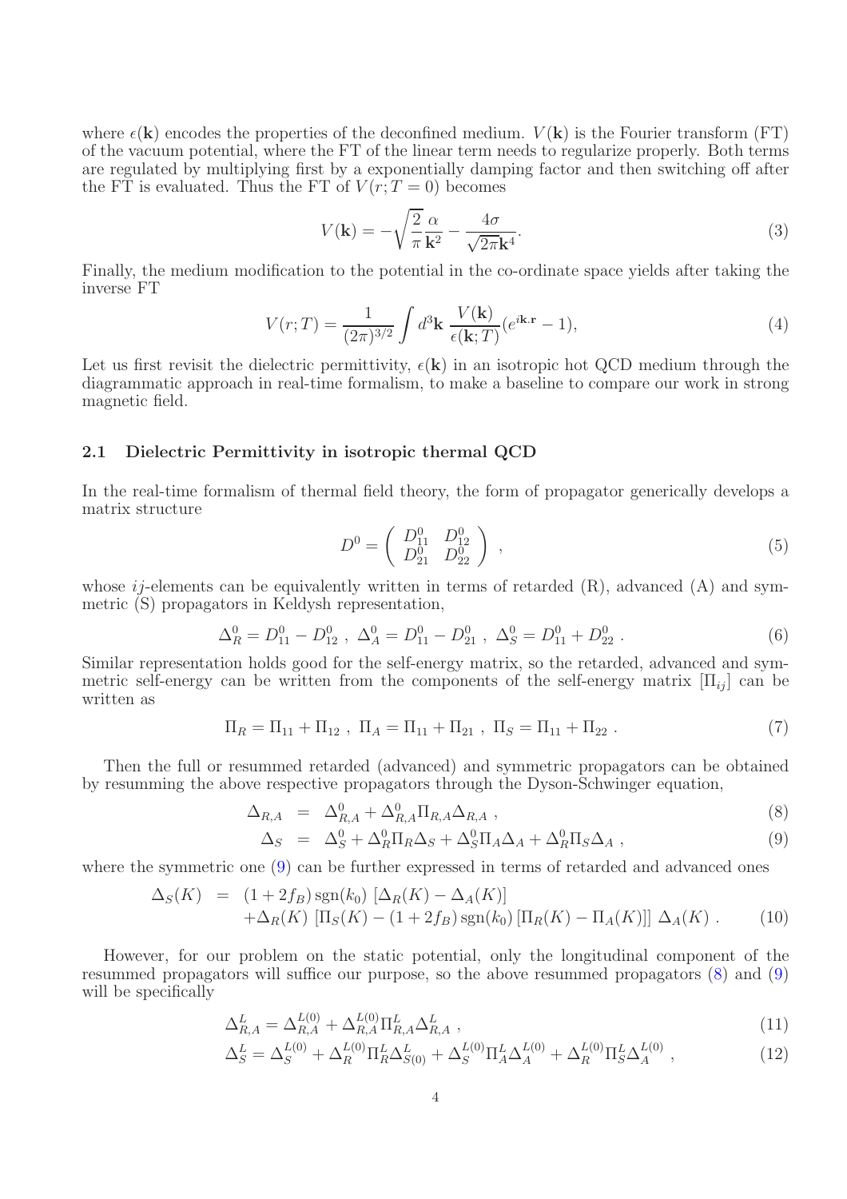where $\epsilon(\mathbf{k})$ encodes the properties of the deconfined medium. $V(\mathbf{k})$ is the Fourier transform (FT) of the vacuum potential, where the FT of the linear term needs to regularize properly. Both terms are regulated by multiplying first by a exponentially damping factor and then switching off after the FT is evaluated. Thus the FT of $V(r; T = 0)$ becomes

$$V(\mathbf{k}) = -\sqrt{\frac{2}{\pi}}\frac{\alpha}{\mathbf{k}^2} - \frac{4\sigma}{\sqrt{2\pi}\mathbf{k}^4}. \tag{3}$$

Finally, the medium modification to the potential in the co-ordinate space yields after taking the inverse FT

$$V(r; T) = \frac{1}{(2\pi)^{3/2}}\int d^3\mathbf{k}\ \frac{V(\mathbf{k})}{\epsilon(\mathbf{k}; T)}(e^{i\mathbf{k}.\mathbf{r}} - 1), \tag{4}$$

Let us first revisit the dielectric permittivity, $\epsilon(\mathbf{k})$ in an isotropic hot QCD medium through the diagrammatic approach in real-time formalism, to make a baseline to compare our work in strong magnetic field.

### 2.1 Dielectric Permittivity in isotropic thermal QCD

In the real-time formalism of thermal field theory, the form of propagator generically develops a matrix structure

$$D^0 = \begin{pmatrix} D^0_{11} & D^0_{12} \\ D^0_{21} & D^0_{22} \end{pmatrix} , \tag{5}$$

whose $ij$-elements can be equivalently written in terms of retarded (R), advanced (A) and symmetric (S) propagators in Keldysh representation,

$$\Delta^0_R = D^0_{11} - D^0_{12}\ ,\ \Delta^0_A = D^0_{11} - D^0_{21}\ ,\ \Delta^0_S = D^0_{11} + D^0_{22}\ . \tag{6}$$

Similar representation holds good for the self-energy matrix, so the retarded, advanced and symmetric self-energy can be written from the components of the self-energy matrix $[\Pi_{ij}]$ can be written as

$$\Pi_R = \Pi_{11} + \Pi_{12}\ ,\ \Pi_A = \Pi_{11} + \Pi_{21}\ ,\ \Pi_S = \Pi_{11} + \Pi_{22}\ . \tag{7}$$

Then the full or resummed retarded (advanced) and symmetric propagators can be obtained by resumming the above respective propagators through the Dyson-Schwinger equation,

$$\Delta_{R,A} = \Delta^0_{R,A} + \Delta^0_{R,A}\Pi_{R,A}\Delta_{R,A}\ , \tag{8}$$

$$\Delta_S = \Delta^0_S + \Delta^0_R\Pi_R\Delta_S + \Delta^0_S\Pi_A\Delta_A + \Delta^0_R\Pi_S\Delta_A\ , \tag{9}$$

where the symmetric one (9) can be further expressed in terms of retarded and advanced ones

$$\begin{aligned} \Delta_S(K) &= (1 + 2f_B)\,\mathrm{sgn}(k_0)\,[\Delta_R(K) - \Delta_A(K)] \\ &\quad + \Delta_R(K)\,[\Pi_S(K) - (1 + 2f_B)\,\mathrm{sgn}(k_0)\,[\Pi_R(K) - \Pi_A(K)]]\ \Delta_A(K)\ . \end{aligned} \tag{10}$$

However, for our problem on the static potential, only the longitudinal component of the resummed propagators will suffice our purpose, so the above resummed propagators (8) and (9) will be specifically

$$\Delta^L_{R,A} = \Delta^{L(0)}_{R,A} + \Delta^{L(0)}_{R,A}\Pi^L_{R,A}\Delta^L_{R,A}\ , \tag{11}$$

$$\Delta^L_S = \Delta^{L(0)}_S + \Delta^{L(0)}_R\Pi^L_R\Delta^L_{S(0)} + \Delta^{L(0)}_S\Pi^L_A\Delta^{L(0)}_A + \Delta^{L(0)}_R\Pi^L_S\Delta^{L(0)}_A\ , \tag{12}$$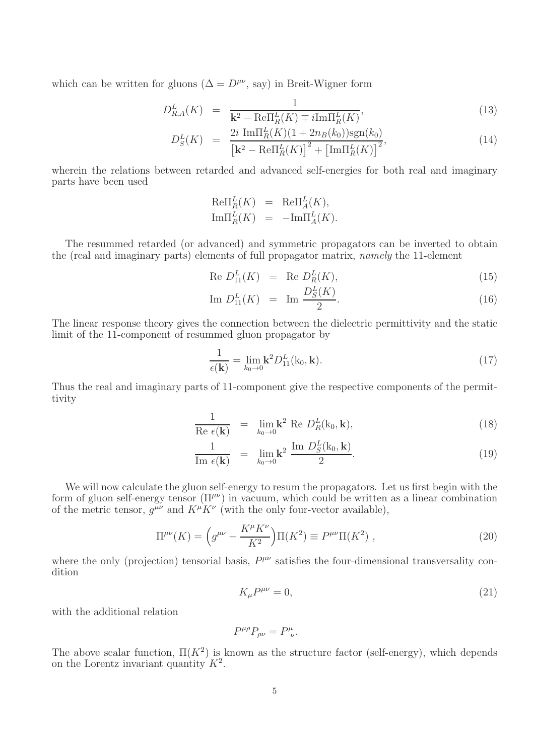which can be written for gluons ($\Delta = D^{\mu\nu}$, say) in Breit-Wigner form

$$
\begin{aligned}
D^L_{R,A}(K) &= \frac{1}{\mathbf{k}^2 - \mathrm{Re}\Pi^L_R(K) \mp i\mathrm{Im}\Pi^L_R(K)}, &(13)\\
D^L_S(K) &= \frac{2i\ \mathrm{Im}\Pi^L_R(K)(1+2n_B(k_0))\mathrm{sgn}(k_0)}{\left[\mathbf{k}^2 - \mathrm{Re}\Pi^L_R(K)\right]^2 + \left[\mathrm{Im}\Pi^L_R(K)\right]^2}, &(14)
\end{aligned}
$$

wherein the relations between retarded and advanced self-energies for both real and imaginary parts have been used

$$
\begin{aligned}
\mathrm{Re}\Pi^L_R(K) &= \mathrm{Re}\Pi^L_A(K),\\
\mathrm{Im}\Pi^L_R(K) &= -\mathrm{Im}\Pi^L_A(K).
\end{aligned}
$$

The resummed retarded (or advanced) and symmetric propagators can be inverted to obtain the (real and imaginary parts) elements of full propagator matrix, *namely* the 11-element

$$
\begin{aligned}
\mathrm{Re}\ D^L_{11}(K) &= \mathrm{Re}\ D^L_R(K), &(15)\\
\mathrm{Im}\ D^L_{11}(K) &= \mathrm{Im}\ \frac{D^L_S(K)}{2}. &(16)
\end{aligned}
$$

The linear response theory gives the connection between the dielectric permittivity and the static limit of the 11-component of resummed gluon propagator by

$$
\frac{1}{\epsilon(\mathbf{k})} = \lim_{k_0 \to 0} \mathbf{k}^2 D^L_{11}(\mathrm{k}_0, \mathbf{k}). \tag{17}
$$

Thus the real and imaginary parts of 11-component give the respective components of the permittivity

$$
\begin{aligned}
\frac{1}{\mathrm{Re}\ \epsilon(\mathbf{k})} &= \lim_{k_0 \to 0} \mathbf{k}^2\ \mathrm{Re}\ D^L_R(\mathrm{k}_0, \mathbf{k}), &(18)\\
\frac{1}{\mathrm{Im}\ \epsilon(\mathbf{k})} &= \lim_{k_0 \to 0} \mathbf{k}^2\ \frac{\mathrm{Im}\ D^L_S(\mathrm{k}_0, \mathbf{k})}{2}. &(19)
\end{aligned}
$$

We will now calculate the gluon self-energy to resum the propagators. Let us first begin with the form of gluon self-energy tensor ($\Pi^{\mu\nu}$) in vacuum, which could be written as a linear combination of the metric tensor, $g^{\mu\nu}$ and $K^\mu K^\nu$ (with the only four-vector available),

$$
\Pi^{\mu\nu}(K) = \left(g^{\mu\nu} - \frac{K^\mu K^\nu}{K^2}\right)\Pi(K^2) \equiv P^{\mu\nu}\Pi(K^2)\ , \tag{20}
$$

where the only (projection) tensorial basis, $P^{\mu\nu}$ satisfies the four-dimensional transversality condition

$$
K_\mu P^{\mu\nu} = 0, \tag{21}
$$

with the additional relation

$$
P^{\mu\rho}P_{\rho\nu} = P^\mu_{\ \nu}.
$$

The above scalar function, $\Pi(K^2)$ is known as the structure factor (self-energy), which depends on the Lorentz invariant quantity $K^2$.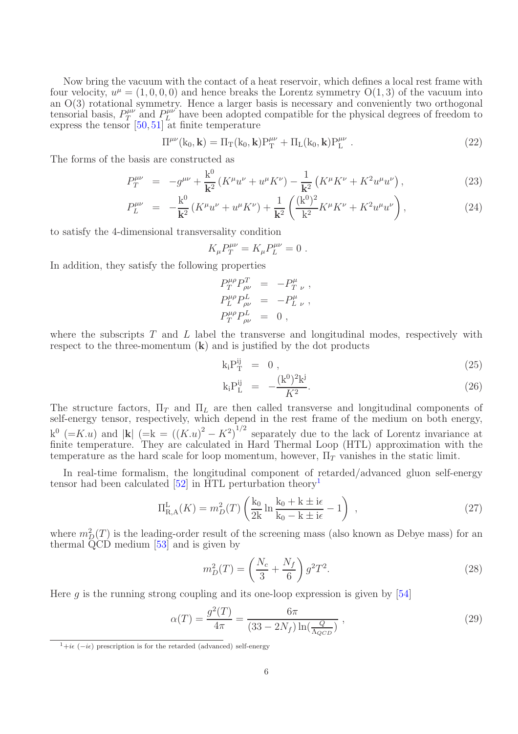Now bring the vacuum with the contact of a heat reservoir, which defines a local rest frame with four velocity, $u^\mu = (1, 0, 0, 0)$ and hence breaks the Lorentz symmetry O(1, 3) of the vacuum into an O(3) rotational symmetry. Hence a larger basis is necessary and conveniently two orthogonal tensorial basis, $P_T^{\mu\nu}$ and $P_L^{\mu\nu}$ have been adopted compatible for the physical degrees of freedom to express the tensor [50, 51] at finite temperature

$$\Pi^{\mu\nu}(\mathrm{k}_0, \mathbf{k}) = \Pi_{\mathrm{T}}(\mathrm{k}_0, \mathbf{k})\mathrm{P}_{\mathrm{T}}^{\mu\nu} + \Pi_{\mathrm{L}}(\mathrm{k}_0, \mathbf{k})\mathrm{P}_{\mathrm{L}}^{\mu\nu} \ . \tag{22}$$

The forms of the basis are constructed as

$$P_T^{\mu\nu} \;=\; -g^{\mu\nu} + \frac{\mathrm{k}^0}{\mathbf{k}^2}\left(K^\mu u^\nu + u^\mu K^\nu\right) - \frac{1}{\mathbf{k}^2}\left(K^\mu K^\nu + K^2 u^\mu u^\nu\right), \tag{23}$$

$$P_L^{\mu\nu} \;=\; -\frac{\mathrm{k}^0}{\mathbf{k}^2}\left(K^\mu u^\nu + u^\mu K^\nu\right) + \frac{1}{\mathbf{k}^2}\left(\frac{(\mathrm{k}^0)^2}{\mathrm{k}^2}K^\mu K^\nu + K^2 u^\mu u^\nu\right), \tag{24}$$

to satisfy the 4-dimensional transversality condition

$$K_\mu P_T^{\mu\nu} = K_\mu P_L^{\mu\nu} = 0 \ .$$

In addition, they satisfy the following properties

$$\begin{aligned}
P_T^{\mu\rho}P^T_{\rho\nu} &= -P^{\mu}_{T\ \nu} \ , \\
P_L^{\mu\rho}P^L_{\rho\nu} &= -P^{\mu}_{L\ \nu} \ , \\
P_T^{\mu\rho}P^L_{\rho\nu} &= 0 \ ,
\end{aligned}$$

where the subscripts $T$ and $L$ label the transverse and longitudinal modes, respectively with respect to the three-momentum ($\mathbf{k}$) and is justified by the dot products

$$\mathrm{k_i P_T^{ij}} \;=\; 0 \ , \tag{25}$$

$$\mathrm{k_i P_L^{ij}} \;=\; -\frac{(\mathrm{k}^0)^2\mathrm{k}^{\mathrm{j}}}{K^2}. \tag{26}$$

The structure factors, $\Pi_T$ and $\Pi_L$ are then called transverse and longitudinal components of self-energy tensor, respectively, which depend in the rest frame of the medium on both energy, $\mathrm{k}^0$ $(=K.u)$ and $|\mathbf{k}|$ $\left(=\mathrm{k} = \left((K.u)^2 - K^2\right)^{1/2}\right.$ separately due to the lack of Lorentz invariance at finite temperature. They are calculated in Hard Thermal Loop (HTL) approximation with the temperature as the hard scale for loop momentum, however, $\Pi_T$ vanishes in the static limit.

In real-time formalism, the longitudinal component of retarded/advanced gluon self-energy tensor had been calculated [52] in HTL perturbation theory[1]

$$\Pi^{\mathrm{L}}_{\mathrm{R,A}}(K) = m_D^2(T)\left(\frac{\mathrm{k}_0}{2\mathrm{k}}\ln\frac{\mathrm{k}_0 + \mathrm{k} \pm i\epsilon}{\mathrm{k}_0 - \mathrm{k} \pm i\epsilon} - 1\right) \ , \tag{27}$$

where $m_D^2(T)$ is the leading-order result of the screening mass (also known as Debye mass) for an thermal QCD medium [53] and is given by

$$m_D^2(T) = \left(\frac{N_c}{3} + \frac{N_f}{6}\right)g^2T^2. \tag{28}$$

Here $g$ is the running strong coupling and its one-loop expression is given by [54]

$$\alpha(T) = \frac{g^2(T)}{4\pi} = \frac{6\pi}{(33 - 2N_f)\ln(\frac{Q}{\Lambda_{QCD}})} \ , \tag{29}$$

[1] $+i\epsilon$ $(-i\epsilon)$ prescription is for the retarded (advanced) self-energy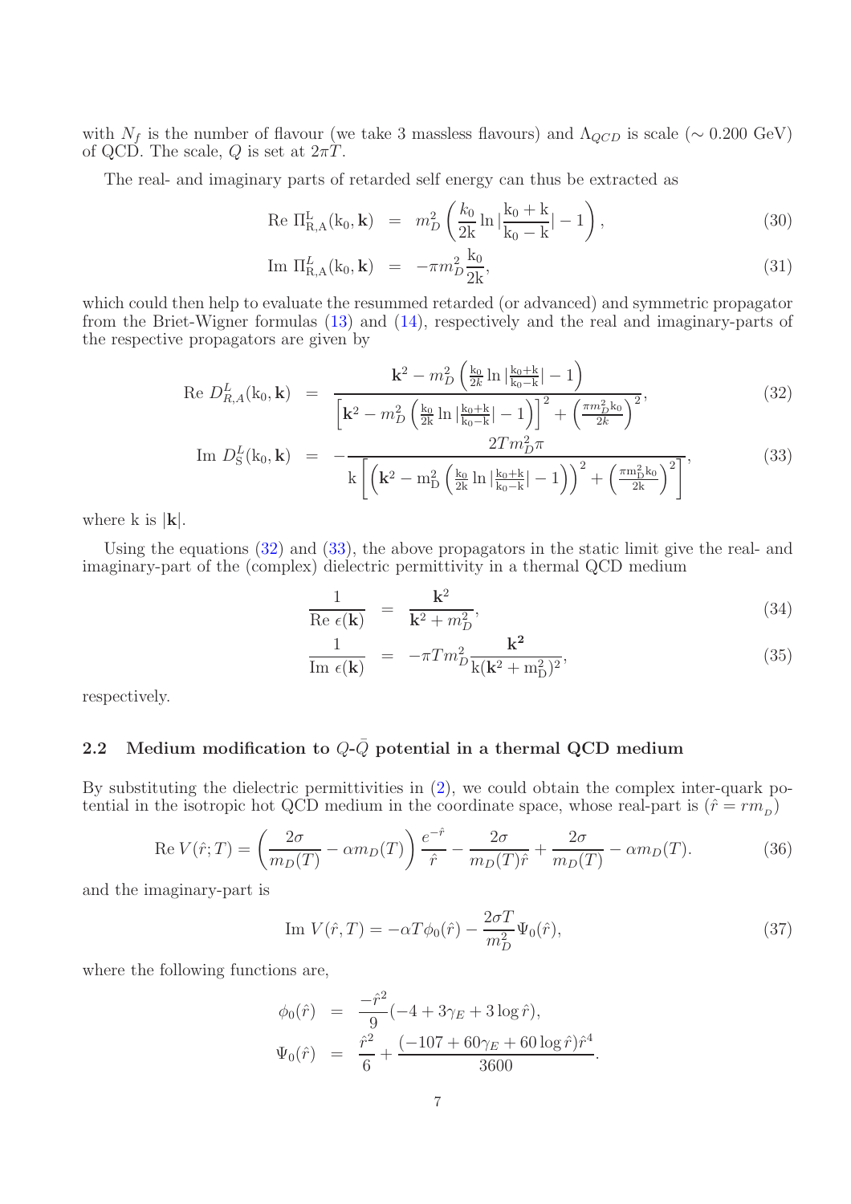with $N_f$ is the number of flavour (we take 3 massless flavours) and $\Lambda_{QCD}$ is scale ($\sim 0.200$ GeV) of QCD. The scale, $Q$ is set at $2\pi T$.

The real- and imaginary parts of retarded self energy can thus be extracted as

$$
\begin{aligned}
\text{Re } \Pi^{\rm L}_{\rm R,A}(\rm k_0, \mathbf{k}) &= m_D^2 \left( \frac{k_0}{2\rm k} \ln |\frac{\rm k_0 + k}{\rm k_0 - k}| - 1 \right), \qquad (30)\\
\text{Im } \Pi^{L}_{\rm R,A}(\rm k_0, \mathbf{k}) &= -\pi m_D^2 \frac{\rm k_0}{2\rm k}, \qquad (31)
\end{aligned}
$$

which could then help to evaluate the resummed retarded (or advanced) and symmetric propagator from the Briet-Wigner formulas (13) and (14), respectively and the real and imaginary-parts of the respective propagators are given by

$$
\begin{aligned}
\text{Re } D^L_{R,A}(\rm k_0, \mathbf{k}) &= \frac{\mathbf{k}^2 - m_D^2 \left( \frac{k_0}{2k} \ln |\frac{\rm k_0 + k}{\rm k_0 - k}| - 1 \right)}{\left[ \mathbf{k}^2 - m_D^2 \left( \frac{\rm k_0}{2\rm k} \ln |\frac{\rm k_0 + k}{\rm k_0 - k}| - 1 \right) \right]^2 + \left( \frac{\pi m_D^2 \rm k_0}{2k} \right)^2}, \qquad (32)\\
\text{Im } D^L_{\rm S}(\rm k_0, \mathbf{k}) &= -\frac{2 T m_D^2 \pi}{\rm k \left[ \left( \mathbf{k}^2 - m_D^2 \left( \frac{k_0}{2k} \ln |\frac{k_0 + k}{k_0 - k}| - 1 \right) \right)^2 + \left( \frac{\pi m_D^2 k_0}{2k} \right)^2 \right]}, \qquad (33)
\end{aligned}
$$

where k is $|\mathbf{k}|$.

Using the equations (32) and (33), the above propagators in the static limit give the real- and imaginary-part of the (complex) dielectric permittivity in a thermal QCD medium

$$
\begin{aligned}
\frac{1}{\text{Re } \epsilon(\mathbf{k})} &= \frac{\mathbf{k}^2}{\mathbf{k}^2 + m_D^2}, \qquad (34)\\
\frac{1}{\text{Im } \epsilon(\mathbf{k})} &= -\pi T m_D^2 \frac{\mathbf{k^2}}{\rm k(\mathbf{k}^2 + m_D^2)^2}, \qquad (35)
\end{aligned}
$$

respectively.

### 2.2 Medium modification to $Q$-$\bar{Q}$ potential in a thermal QCD medium

By substituting the dielectric permittivities in (2), we could obtain the complex inter-quark potential in the isotropic hot QCD medium in the coordinate space, whose real-part is ($\hat{r} = r m_{_D}$)

$$
\text{Re } V(\hat{r}; T) = \left( \frac{2\sigma}{m_D(T)} - \alpha m_D(T) \right) \frac{e^{-\hat{r}}}{\hat{r}} - \frac{2\sigma}{m_D(T) \hat{r}} + \frac{2\sigma}{m_D(T)} - \alpha m_D(T). \qquad (36)
$$

and the imaginary-part is

$$
\text{Im } V(\hat{r}, T) = -\alpha T \phi_0(\hat{r}) - \frac{2\sigma T}{m_D^2} \Psi_0(\hat{r}), \qquad (37)
$$

where the following functions are,

$$
\begin{aligned}
\phi_0(\hat{r}) &= \frac{-\hat{r}^2}{9} (-4 + 3\gamma_E + 3 \log \hat{r}),\\
\Psi_0(\hat{r}) &= \frac{\hat{r}^2}{6} + \frac{(-107 + 60\gamma_E + 60 \log \hat{r}) \hat{r}^4}{3600}.
\end{aligned}
$$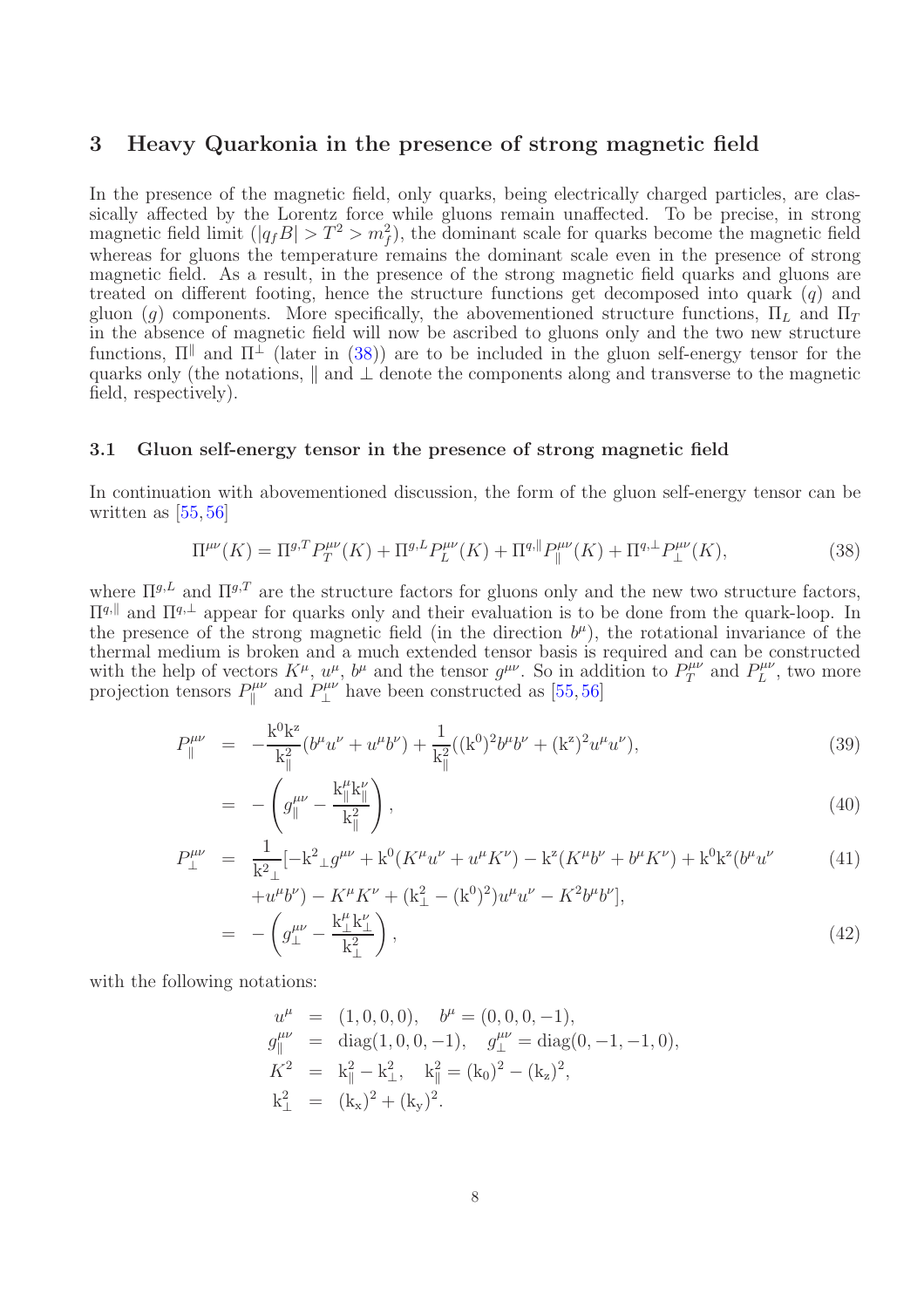## 3 Heavy Quarkonia in the presence of strong magnetic field

In the presence of the magnetic field, only quarks, being electrically charged particles, are classically affected by the Lorentz force while gluons remain unaffected. To be precise, in strong magnetic field limit ($|q_f B| > T^2 > m_f^2$), the dominant scale for quarks become the magnetic field whereas for gluons the temperature remains the dominant scale even in the presence of strong magnetic field. As a result, in the presence of the strong magnetic field quarks and gluons are treated on different footing, hence the structure functions get decomposed into quark ($q$) and gluon ($g$) components. More specifically, the abovementioned structure functions, $\Pi_L$ and $\Pi_T$ in the absence of magnetic field will now be ascribed to gluons only and the two new structure functions, $\Pi^{\parallel}$ and $\Pi^{\perp}$ (later in (38)) are to be included in the gluon self-energy tensor for the quarks only (the notations, $\parallel$ and $\perp$ denote the components along and transverse to the magnetic field, respectively).

### 3.1 Gluon self-energy tensor in the presence of strong magnetic field

In continuation with abovementioned discussion, the form of the gluon self-energy tensor can be written as [55, 56]

$$\Pi^{\mu\nu}(K) = \Pi^{g,T} P_T^{\mu\nu}(K) + \Pi^{g,L} P_L^{\mu\nu}(K) + \Pi^{q,\parallel} P_{\parallel}^{\mu\nu}(K) + \Pi^{q,\perp} P_{\perp}^{\mu\nu}(K), \tag{38}$$

where $\Pi^{g,L}$ and $\Pi^{g,T}$ are the structure factors for gluons only and the new two structure factors, $\Pi^{q,\parallel}$ and $\Pi^{q,\perp}$ appear for quarks only and their evaluation is to be done from the quark-loop. In the presence of the strong magnetic field (in the direction $b^\mu$), the rotational invariance of the thermal medium is broken and a much extended tensor basis is required and can be constructed with the help of vectors $K^\mu$, $u^\mu$, $b^\mu$ and the tensor $g^{\mu\nu}$. So in addition to $P_T^{\mu\nu}$ and $P_L^{\mu\nu}$, two more projection tensors $P_{\parallel}^{\mu\nu}$ and $P_{\perp}^{\mu\nu}$ have been constructed as [55, 56]

$$P_{\parallel}^{\mu\nu} = -\frac{\mathrm{k}^0 \mathrm{k}^z}{\mathrm{k}_{\parallel}^2}(b^\mu u^\nu + u^\mu b^\nu) + \frac{1}{\mathrm{k}_{\parallel}^2}((\mathrm{k}^0)^2 b^\mu b^\nu + (\mathrm{k}^z)^2 u^\mu u^\nu), \tag{39}$$

$$= -\left(g_{\parallel}^{\mu\nu} - \frac{\mathrm{k}_{\parallel}^\mu \mathrm{k}_{\parallel}^\nu}{\mathrm{k}_{\parallel}^2}\right), \tag{40}$$

$$P_{\perp}^{\mu\nu} = \frac{1}{\mathrm{k}^2{}_{\perp}}[-\mathrm{k}^2{}_{\perp} g^{\mu\nu} + \mathrm{k}^0(K^\mu u^\nu + u^\mu K^\nu) - \mathrm{k}^z(K^\mu b^\nu + b^\mu K^\nu) + \mathrm{k}^0 \mathrm{k}^z(b^\mu u^\nu + u^\mu b^\nu) - K^\mu K^\nu + (\mathrm{k}_{\perp}^2 - (\mathrm{k}^0)^2) u^\mu u^\nu - K^2 b^\mu b^\nu], \tag{41}$$

$$= -\left(g_{\perp}^{\mu\nu} - \frac{\mathrm{k}_{\perp}^\mu \mathrm{k}_{\perp}^\nu}{\mathrm{k}_{\perp}^2}\right), \tag{42}$$

with the following notations:

$$\begin{aligned}
u^\mu &= (1, 0, 0, 0), \quad b^\mu = (0, 0, 0, -1), \\
g_{\parallel}^{\mu\nu} &= \mathrm{diag}(1, 0, 0, -1), \quad g_{\perp}^{\mu\nu} = \mathrm{diag}(0, -1, -1, 0), \\
K^2 &= \mathrm{k}_{\parallel}^2 - \mathrm{k}_{\perp}^2, \quad \mathrm{k}_{\parallel}^2 = (\mathrm{k}_0)^2 - (\mathrm{k}_z)^2, \\
\mathrm{k}_{\perp}^2 &= (\mathrm{k}_x)^2 + (\mathrm{k}_y)^2.
\end{aligned}$$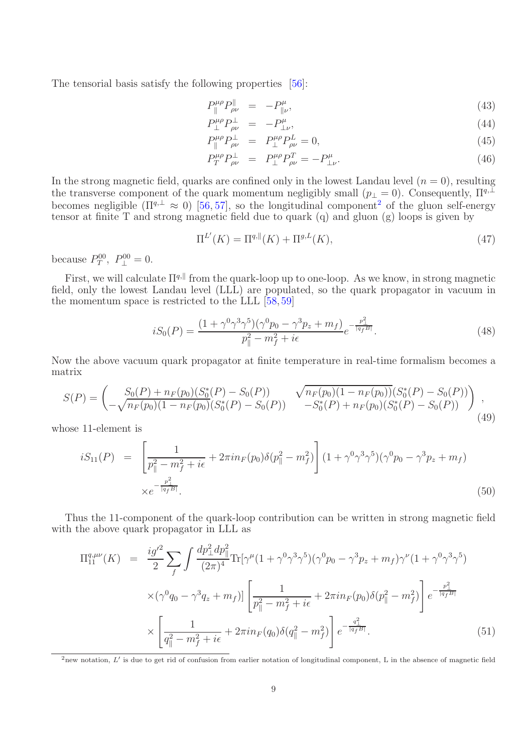The tensorial basis satisfy the following properties [56]:

$$
\begin{aligned}
P_{\parallel}^{\mu\rho}P_{\rho\nu}^{\parallel} &= -P_{\parallel\nu}^{\mu}, &(43)\\
P_{\perp}^{\mu\rho}P_{\rho\nu}^{\perp} &= -P_{\perp\nu}^{\mu}, &(44)\\
P_{\parallel}^{\mu\rho}P_{\rho\nu}^{\perp} &= P_{\perp}^{\mu\rho}P_{\rho\nu}^{L} = 0, &(45)\\
P_{T}^{\mu\rho}P_{\rho\nu}^{\perp} &= P_{\perp}^{\mu\rho}P_{\rho\nu}^{T} = -P_{\perp\nu}^{\mu}. &(46)
\end{aligned}
$$

In the strong magnetic field, quarks are confined only in the lowest Landau level ($n=0$), resulting the transverse component of the quark momentum negligibly small ($p_\perp = 0$). Consequently, $\Pi^{q,\perp}$ becomes negligible ($\Pi^{q,\perp} \approx 0$) [56, 57], so the longitudinal component[2] of the gluon self-energy tensor at finite T and strong magnetic field due to quark (q) and gluon (g) loops is given by

$$
\Pi^{L'}(K) = \Pi^{q,\parallel}(K) + \Pi^{g,L}(K), \tag{47}
$$

because $P_T^{00},\ P_\perp^{00} = 0$.

First, we will calculate $\Pi^{q,\parallel}$ from the quark-loop up to one-loop. As we know, in strong magnetic field, only the lowest Landau level (LLL) are populated, so the quark propagator in vacuum in the momentum space is restricted to the LLL [58, 59]

$$
iS_0(P) = \frac{(1+\gamma^0\gamma^3\gamma^5)(\gamma^0 p_0 - \gamma^3 p_z + m_f)}{p_\parallel^2 - m_f^2 + i\epsilon} e^{-\frac{p_\perp^2}{|q_f B|}}. \tag{48}
$$

Now the above vacuum quark propagator at finite temperature in real-time formalism becomes a matrix

$$
S(P) = \begin{pmatrix} S_0(P) + n_F(p_0)(S_0^*(P) - S_0(P)) & \sqrt{n_F(p_0)(1-n_F(p_0))}(S_0^*(P) - S_0(P)) \\ -\sqrt{n_F(p_0)(1-n_F(p_0))}(S_0^*(P) - S_0(P)) & -S_0^*(P) + n_F(p_0)(S_0^*(P) - S_0(P)) \end{pmatrix}, \tag{49}
$$

whose 11-element is

$$
\begin{aligned}
iS_{11}(P) &= \left[\frac{1}{p_\parallel^2 - m_f^2 + i\epsilon} + 2\pi i n_F(p_0)\delta(p_\parallel^2 - m_f^2)\right](1+\gamma^0\gamma^3\gamma^5)(\gamma^0 p_0 - \gamma^3 p_z + m_f) \\
&\quad \times e^{-\frac{p_\perp^2}{|q_f B|}}. 
\end{aligned} \tag{50}
$$

Thus the 11-component of the quark-loop contribution can be written in strong magnetic field with the above quark propagator in LLL as

$$
\begin{aligned}
\Pi_{11}^{q,\mu\nu}(K) &= \frac{ig'^2}{2}\sum_f \int \frac{dp_\perp^2 dp_\parallel^2}{(2\pi)^4} \mathrm{Tr}[\gamma^\mu(1+\gamma^0\gamma^3\gamma^5)(\gamma^0 p_0 - \gamma^3 p_z + m_f)\gamma^\nu(1+\gamma^0\gamma^3\gamma^5) \\
&\quad \times (\gamma^0 q_0 - \gamma^3 q_z + m_f)] \left[\frac{1}{p_\parallel^2 - m_f^2 + i\epsilon} + 2\pi i n_F(p_0)\delta(p_\parallel^2 - m_f^2)\right] e^{-\frac{p_\perp^2}{|q_f B|}} \\
&\quad \times \left[\frac{1}{q_\parallel^2 - m_f^2 + i\epsilon} + 2\pi i n_F(q_0)\delta(q_\parallel^2 - m_f^2)\right] e^{-\frac{q_\perp^2}{|q_f B|}}.
\end{aligned} \tag{51}
$$

[2] new notation, $L'$ is due to get rid of confusion from earlier notation of longitudinal component, L in the absence of magnetic field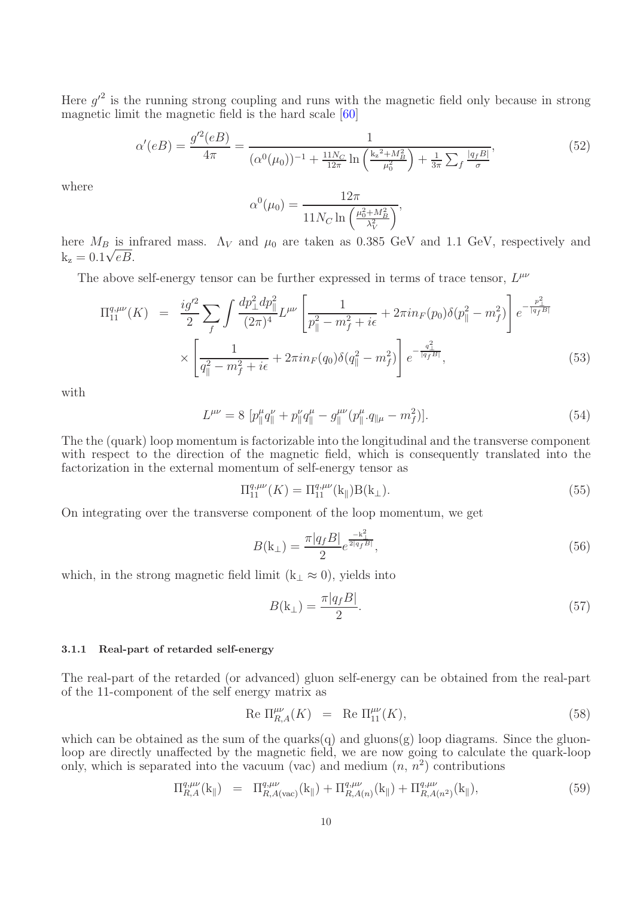Here ${g'}^2$ is the running strong coupling and runs with the magnetic field only because in strong magnetic limit the magnetic field is the hard scale [60]

$$\alpha'(eB) = \frac{g'^2(eB)}{4\pi} = \frac{1}{(\alpha^0(\mu_0))^{-1} + \frac{11N_C}{12\pi}\ln\left(\frac{{\rm k_z}^2 + M_B^2}{\mu_0^2}\right) + \frac{1}{3\pi}\sum_f \frac{|q_f B|}{\sigma}}, \tag{52}$$

where

$$\alpha^0(\mu_0) = \frac{12\pi}{11N_C \ln\left(\frac{\mu_0^2 + M_B^2}{\lambda_V^2}\right)},$$

here $M_B$ is infrared mass. $\Lambda_V$ and $\mu_0$ are taken as 0.385 GeV and 1.1 GeV, respectively and ${\rm k_z} = 0.1\sqrt{eB}$.

The above self-energy tensor can be further expressed in terms of trace tensor, $L^{\mu\nu}$

$$\begin{aligned}
\Pi_{11}^{q,\mu\nu}(K) &= \frac{ig'^2}{2}\sum_f \int \frac{dp_\perp^2 dp_\parallel^2}{(2\pi)^4} L^{\mu\nu}\left[\frac{1}{p_\parallel^2 - m_f^2 + i\epsilon} + 2\pi i n_F(p_0)\delta(p_\parallel^2 - m_f^2)\right] e^{-\frac{p_\perp^2}{|q_f B|}} \\
&\times \left[\frac{1}{q_\parallel^2 - m_f^2 + i\epsilon} + 2\pi i n_F(q_0)\delta(q_\parallel^2 - m_f^2)\right] e^{-\frac{q_\perp^2}{|q_f B|}},
\end{aligned} \tag{53}$$

with

$$L^{\mu\nu} = 8\ [p_\parallel^\mu q_\parallel^\nu + p_\parallel^\nu q_\parallel^\mu - g_\parallel^{\mu\nu}(p_\parallel^\mu . q_{\parallel\mu} - m_f^2)]. \tag{54}$$

The the (quark) loop momentum is factorizable into the longitudinal and the transverse component with respect to the direction of the magnetic field, which is consequently translated into the factorization in the external momentum of self-energy tensor as

$$\Pi_{11}^{q,\mu\nu}(K) = \Pi_{11}^{q,\mu\nu}({\rm k}_\parallel) {\rm B}({\rm k}_\perp). \tag{55}$$

On integrating over the transverse component of the loop momentum, we get

$$B({\rm k}_\perp) = \frac{\pi|q_f B|}{2} e^{\frac{-{\rm k}_\perp^2}{2|q_f B|}}, \tag{56}$$

which, in the strong magnetic field limit (${\rm k}_\perp \approx 0$), yields into

$$B({\rm k}_\perp) = \frac{\pi|q_f B|}{2}. \tag{57}$$

#### 3.1.1 Real-part of retarded self-energy

The real-part of the retarded (or advanced) gluon self-energy can be obtained from the real-part of the 11-component of the self energy matrix as

$$\text{Re}\ \Pi_{R,A}^{\mu\nu}(K) \ = \ \text{Re}\ \Pi_{11}^{\mu\nu}(K), \tag{58}$$

which can be obtained as the sum of the quarks(q) and gluons(g) loop diagrams. Since the gluon-loop are directly unaffected by the magnetic field, we are now going to calculate the quark-loop only, which is separated into the vacuum (vac) and medium ($n$, $n^2$) contributions

$$\Pi_{R,A}^{q,\mu\nu}({\rm k}_\parallel) \ = \ \Pi_{R,A({\rm vac})}^{q,\mu\nu}({\rm k}_\parallel) + \Pi_{R,A(n)}^{q,\mu\nu}({\rm k}_\parallel) + \Pi_{R,A(n^2)}^{q,\mu\nu}({\rm k}_\parallel), \tag{59}$$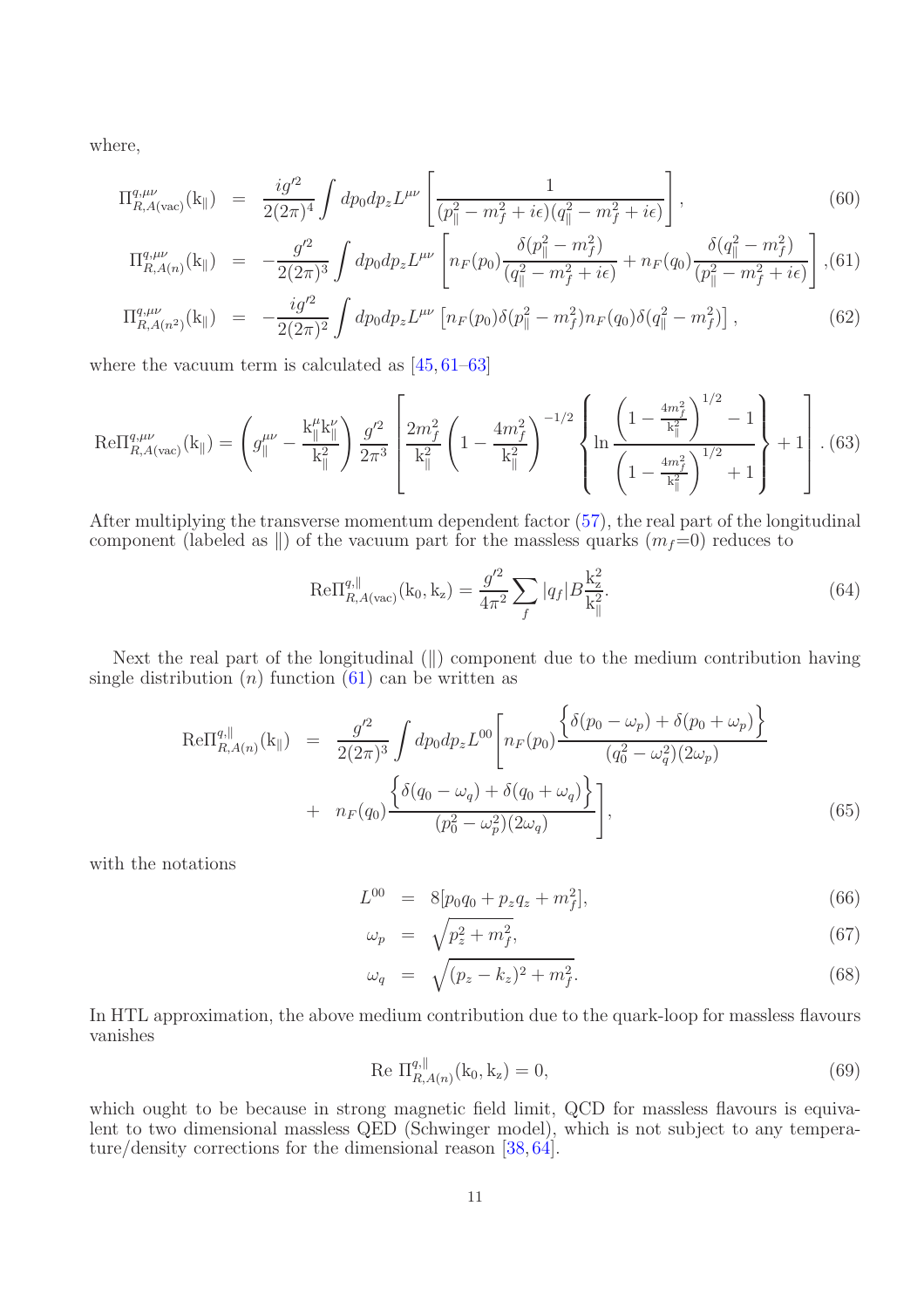where,

$$\Pi^{q,\mu\nu}_{R,A(\text{vac})}(\mathrm{k}_\parallel) = \frac{ig'^2}{2(2\pi)^4}\int dp_0 dp_z L^{\mu\nu}\left[\frac{1}{(p_\parallel^2 - m_f^2 + i\epsilon)(q_\parallel^2 - m_f^2 + i\epsilon)}\right], \tag{60}$$

$$\Pi^{q,\mu\nu}_{R,A(n)}(\mathrm{k}_\parallel) = -\frac{g'^2}{2(2\pi)^3}\int dp_0 dp_z L^{\mu\nu}\left[n_F(p_0)\frac{\delta(p_\parallel^2 - m_f^2)}{(q_\parallel^2 - m_f^2 + i\epsilon)} + n_F(q_0)\frac{\delta(q_\parallel^2 - m_f^2)}{(p_\parallel^2 - m_f^2 + i\epsilon)}\right], \tag{61}$$

$$\Pi^{q,\mu\nu}_{R,A(n^2)}(\mathrm{k}_\parallel) = -\frac{ig'^2}{2(2\pi)^2}\int dp_0 dp_z L^{\mu\nu}\left[n_F(p_0)\delta(p_\parallel^2 - m_f^2)n_F(q_0)\delta(q_\parallel^2 - m_f^2)\right], \tag{62}$$

where the vacuum term is calculated as [45, 61–63]

$$\mathrm{Re}\Pi^{q,\mu\nu}_{R,A(\text{vac})}(\mathrm{k}_\parallel) = \left(g_\parallel^{\mu\nu} - \frac{\mathrm{k}_\parallel^\mu \mathrm{k}_\parallel^\nu}{\mathrm{k}_\parallel^2}\right)\frac{g'^2}{2\pi^3}\left[\frac{2m_f^2}{\mathrm{k}_\parallel^2}\left(1 - \frac{4m_f^2}{\mathrm{k}_\parallel^2}\right)^{-1/2}\left\{\ln\frac{\left(1 - \frac{4m_f^2}{\mathrm{k}_\parallel^2}\right)^{1/2} - 1}{\left(1 - \frac{4m_f^2}{\mathrm{k}_\parallel^2}\right)^{1/2} + 1}\right\} + 1\right]. \tag{63}$$

After multiplying the transverse momentum dependent factor (57), the real part of the longitudinal component (labeled as $\parallel$) of the vacuum part for the massless quarks ($m_f$=0) reduces to

$$\mathrm{Re}\Pi^{q,\parallel}_{R,A(\text{vac})}(\mathrm{k}_0, \mathrm{k}_z) = \frac{g'^2}{4\pi^2}\sum_f |q_f| B \frac{\mathrm{k}_z^2}{\mathrm{k}_\parallel^2}. \tag{64}$$

Next the real part of the longitudinal ($\parallel$) component due to the medium contribution having single distribution ($n$) function (61) can be written as

$$\begin{aligned}\mathrm{Re}\Pi^{q,\parallel}_{R,A(n)}(\mathrm{k}_\parallel) &= \frac{g'^2}{2(2\pi)^3}\int dp_0 dp_z L^{00}\left[n_F(p_0)\frac{\left\{\delta(p_0 - \omega_p) + \delta(p_0 + \omega_p)\right\}}{(q_0^2 - \omega_q^2)(2\omega_p)}\right.\\ &+ \left. n_F(q_0)\frac{\left\{\delta(q_0 - \omega_q) + \delta(q_0 + \omega_q)\right\}}{(p_0^2 - \omega_p^2)(2\omega_q)}\right],\end{aligned} \tag{65}$$

with the notations

$$L^{00} = 8[p_0 q_0 + p_z q_z + m_f^2], \tag{66}$$

$$\omega_p = \sqrt{p_z^2 + m_f^2}, \tag{67}$$

$$\omega_q = \sqrt{(p_z - k_z)^2 + m_f^2}. \tag{68}$$

In HTL approximation, the above medium contribution due to the quark-loop for massless flavours vanishes

$$\mathrm{Re}\ \Pi^{q,\parallel}_{R,A(n)}(\mathrm{k}_0, \mathrm{k}_z) = 0, \tag{69}$$

which ought to be because in strong magnetic field limit, QCD for massless flavours is equivalent to two dimensional massless QED (Schwinger model), which is not subject to any temperature/density corrections for the dimensional reason [38, 64].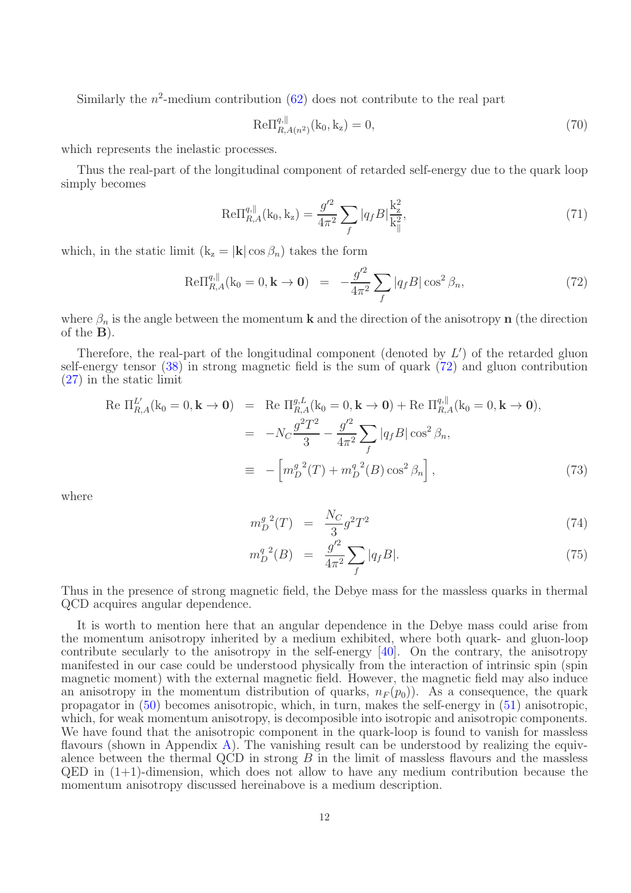Similarly the $n^2$-medium contribution (62) does not contribute to the real part

$$
\mathrm{Re}\Pi^{q,\|}_{R,A(n^2)}(\mathrm{k_0},\mathrm{k_z}) = 0, \tag{70}
$$

which represents the inelastic processes.

Thus the real-part of the longitudinal component of retarded self-energy due to the quark loop simply becomes

$$
\mathrm{Re}\Pi^{q,\|}_{R,A}(\mathrm{k_0},\mathrm{k_z}) = \frac{g'^2}{4\pi^2}\sum_f |q_f B| \frac{\mathrm{k_z^2}}{\mathrm{k_\|^2}}, \tag{71}
$$

which, in the static limit ($\mathrm{k_z} = |\mathbf{k}|\cos\beta_n$) takes the form

$$
\mathrm{Re}\Pi^{q,\|}_{R,A}(\mathrm{k_0}=0,\mathbf{k}\to\mathbf{0}) \;=\; -\frac{g'^2}{4\pi^2}\sum_f |q_f B|\cos^2\beta_n, \tag{72}
$$

where $\beta_n$ is the angle between the momentum $\mathbf{k}$ and the direction of the anisotropy $\mathbf{n}$ (the direction of the $\mathbf{B}$).

Therefore, the real-part of the longitudinal component (denoted by $L'$) of the retarded gluon self-energy tensor (38) in strong magnetic field is the sum of quark (72) and gluon contribution (27) in the static limit

$$
\begin{aligned}
\mathrm{Re}\;\Pi^{L'}_{R,A}(\mathrm{k_0}=0,\mathbf{k}\to\mathbf{0}) &= \mathrm{Re}\;\Pi^{g,L}_{R,A}(\mathrm{k_0}=0,\mathbf{k}\to\mathbf{0}) + \mathrm{Re}\;\Pi^{q,\|}_{R,A}(\mathrm{k_0}=0,\mathbf{k}\to\mathbf{0}),\\
&= -N_C\frac{g^2T^2}{3} - \frac{g'^2}{4\pi^2}\sum_f |q_f B|\cos^2\beta_n,\\
&\equiv -\left[{m_D^g}^2(T) + {m_D^q}^2(B)\cos^2\beta_n\right],
\end{aligned} \tag{73}
$$

where

$$
{m_D^g}^2(T) \;=\; \frac{N_C}{3}g^2T^2 \tag{74}
$$

$$
{m_D^q}^2(B) \;=\; \frac{g'^2}{4\pi^2}\sum_f |q_f B|. \tag{75}
$$

Thus in the presence of strong magnetic field, the Debye mass for the massless quarks in thermal QCD acquires angular dependence.

It is worth to mention here that an angular dependence in the Debye mass could arise from the momentum anisotropy inherited by a medium exhibited, where both quark- and gluon-loop contribute secularly to the anisotropy in the self-energy [40]. On the contrary, the anisotropy manifested in our case could be understood physically from the interaction of intrinsic spin (spin magnetic moment) with the external magnetic field. However, the magnetic field may also induce an anisotropy in the momentum distribution of quarks, $n_F(p_0)$). As a consequence, the quark propagator in (50) becomes anisotropic, which, in turn, makes the self-energy in (51) anisotropic, which, for weak momentum anisotropy, is decomposible into isotropic and anisotropic components. We have found that the anisotropic component in the quark-loop is found to vanish for massless flavours (shown in Appendix A). The vanishing result can be understood by realizing the equivalence between the thermal QCD in strong $B$ in the limit of massless flavours and the massless QED in (1+1)-dimension, which does not allow to have any medium contribution because the momentum anisotropy discussed hereinabove is a medium description.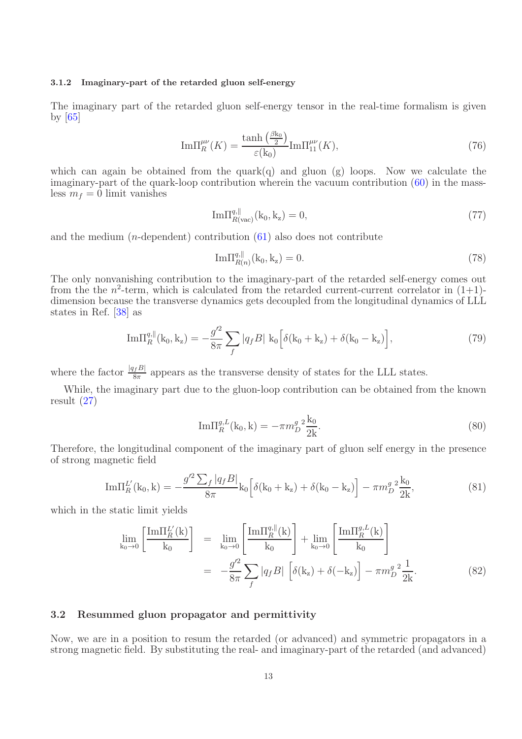#### 3.1.2 Imaginary-part of the retarded gluon self-energy

The imaginary part of the retarded gluon self-energy tensor in the real-time formalism is given by [65]

$$
\mathrm{Im}\Pi^{\mu\nu}_R(K) = \frac{\tanh\left(\frac{\beta \mathrm{k}_0}{2}\right)}{\varepsilon(\mathrm{k}_0)} \mathrm{Im}\Pi^{\mu\nu}_{11}(K), \tag{76}
$$

which can again be obtained from the quark(q) and gluon (g) loops. Now we calculate the imaginary-part of the quark-loop contribution wherein the vacuum contribution (60) in the massless $m_f = 0$ limit vanishes

$$
\mathrm{Im}\Pi^{q,\parallel}_{R(\mathrm{vac})}(\mathrm{k}_0, \mathrm{k}_z) = 0, \tag{77}
$$

and the medium ($n$-dependent) contribution (61) also does not contribute

$$
\mathrm{Im}\Pi^{q,\parallel}_{R(n)}(\mathrm{k}_0, \mathrm{k}_z) = 0. \tag{78}
$$

The only nonvanishing contribution to the imaginary-part of the retarded self-energy comes out from the the $n^2$-term, which is calculated from the retarded current-current correlator in (1+1)-dimension because the transverse dynamics gets decoupled from the longitudinal dynamics of LLL states in Ref. [38] as

$$
\mathrm{Im}\Pi^{q,\parallel}_R(\mathrm{k}_0, \mathrm{k}_z) = -\frac{g'^2}{8\pi} \sum_f |q_f B| \ \mathrm{k}_0 \Big[\delta(\mathrm{k}_0 + \mathrm{k}_z) + \delta(\mathrm{k}_0 - \mathrm{k}_z)\Big], \tag{79}
$$

where the factor $\frac{|q_f B|}{8\pi}$ appears as the transverse density of states for the LLL states.

While, the imaginary part due to the gluon-loop contribution can be obtained from the known result (27)

$$
\mathrm{Im}\Pi^{g,L}_R(\mathrm{k}_0, \mathrm{k}) = -\pi {m_D^g}^2 \frac{\mathrm{k}_0}{2\mathrm{k}}. \tag{80}
$$

Therefore, the longitudinal component of the imaginary part of gluon self energy in the presence of strong magnetic field

$$
\mathrm{Im}\Pi^{L'}_R(\mathrm{k}_0, \mathrm{k}) = -\frac{g'^2 \sum_f |q_f B|}{8\pi} \mathrm{k}_0 \Big[\delta(\mathrm{k}_0 + \mathrm{k}_z) + \delta(\mathrm{k}_0 - \mathrm{k}_z)\Big] - \pi {m_D^g}^2 \frac{\mathrm{k}_0}{2\mathrm{k}}, \tag{81}
$$

which in the static limit yields

$$
\begin{aligned}
\lim_{\mathrm{k}_0 \to 0} \left[\frac{\mathrm{Im}\Pi^{L'}_R(\mathrm{k})}{\mathrm{k}_0}\right] &= \lim_{\mathrm{k}_0 \to 0} \left[\frac{\mathrm{Im}\Pi^{q,\parallel}_R(\mathrm{k})}{\mathrm{k}_0}\right] + \lim_{\mathrm{k}_0 \to 0} \left[\frac{\mathrm{Im}\Pi^{g,L}_R(\mathrm{k})}{\mathrm{k}_0}\right] \\
&= -\frac{g'^2}{8\pi} \sum_f |q_f B| \ \Big[\delta(\mathrm{k}_z) + \delta(-\mathrm{k}_z)\Big] - \pi {m_D^g}^2 \frac{1}{2\mathrm{k}}.
\end{aligned} \tag{82}
$$

### 3.2 Resummed gluon propagator and permittivity

Now, we are in a position to resum the retarded (or advanced) and symmetric propagators in a strong magnetic field. By substituting the real- and imaginary-part of the retarded (and advanced)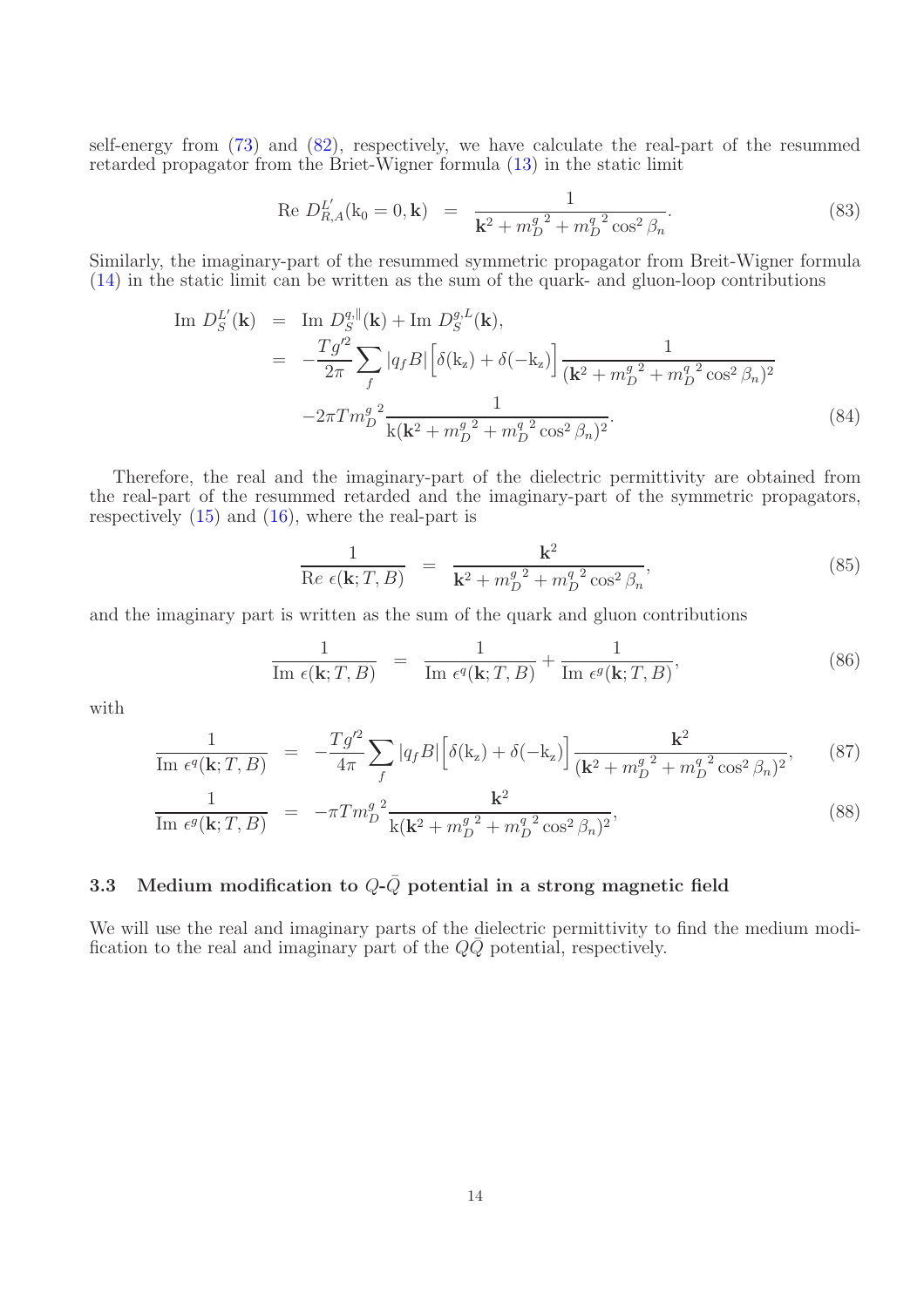self-energy from (73) and (82), respectively, we have calculate the real-part of the resummed retarded propagator from the Briet-Wigner formula (13) in the static limit

$$\text{Re } D^{L'}_{R,A}(\mathrm{k}_0 = 0, \mathbf{k}) \;\; = \;\; \frac{1}{\mathbf{k}^2 + {m_D^g}^2 + {m_D^q}^2 \cos^2 \beta_n}. \tag{83}$$

Similarly, the imaginary-part of the resummed symmetric propagator from Breit-Wigner formula (14) in the static limit can be written as the sum of the quark- and gluon-loop contributions

$$\begin{aligned}
\text{Im } D^{L'}_S(\mathbf{k}) \;\; &= \;\; \text{Im } D^{q,\parallel}_S(\mathbf{k}) + \text{Im } D^{g,L}_S(\mathbf{k}), \\
&= \;\; -\frac{Tg'^2}{2\pi} \sum_f |q_f B| \Big[\delta(\mathrm{k}_z) + \delta(-\mathrm{k}_z)\Big] \frac{1}{(\mathbf{k}^2 + {m_D^g}^2 + {m_D^q}^2 \cos^2 \beta_n)^2} \\
&\quad\; -2\pi T {m_D^g}^2 \frac{1}{\mathrm{k}(\mathbf{k}^2 + {m_D^g}^2 + {m_D^q}^2 \cos^2 \beta_n)^2}.
\end{aligned} \tag{84}$$

Therefore, the real and the imaginary-part of the dielectric permittivity are obtained from the real-part of the resummed retarded and the imaginary-part of the symmetric propagators, respectively (15) and (16), where the real-part is

$$\frac{1}{\text{Re } \epsilon(\mathbf{k}; T, B)} \;\; = \;\; \frac{\mathbf{k}^2}{\mathbf{k}^2 + {m_D^g}^2 + {m_D^q}^2 \cos^2 \beta_n}, \tag{85}$$

and the imaginary part is written as the sum of the quark and gluon contributions

$$\frac{1}{\text{Im } \epsilon(\mathbf{k}; T, B)} \;\; = \;\; \frac{1}{\text{Im } \epsilon^q(\mathbf{k}; T, B)} + \frac{1}{\text{Im } \epsilon^g(\mathbf{k}; T, B)}, \tag{86}$$

with

$$\frac{1}{\text{Im } \epsilon^q(\mathbf{k}; T, B)} \;\; = \;\; -\frac{Tg'^2}{4\pi} \sum_f |q_f B| \Big[\delta(\mathrm{k}_z) + \delta(-\mathrm{k}_z)\Big] \frac{\mathbf{k}^2}{(\mathbf{k}^2 + {m_D^g}^2 + {m_D^q}^2 \cos^2 \beta_n)^2}, \tag{87}$$

$$\frac{1}{\text{Im } \epsilon^g(\mathbf{k}; T, B)} \;\; = \;\; -\pi T {m_D^g}^2 \frac{\mathbf{k}^2}{\mathrm{k}(\mathbf{k}^2 + {m_D^g}^2 + {m_D^q}^2 \cos^2 \beta_n)^2}, \tag{88}$$

### 3.3 Medium modification to $Q$-$\bar{Q}$ potential in a strong magnetic field

We will use the real and imaginary parts of the dielectric permittivity to find the medium modification to the real and imaginary part of the $Q\bar{Q}$ potential, respectively.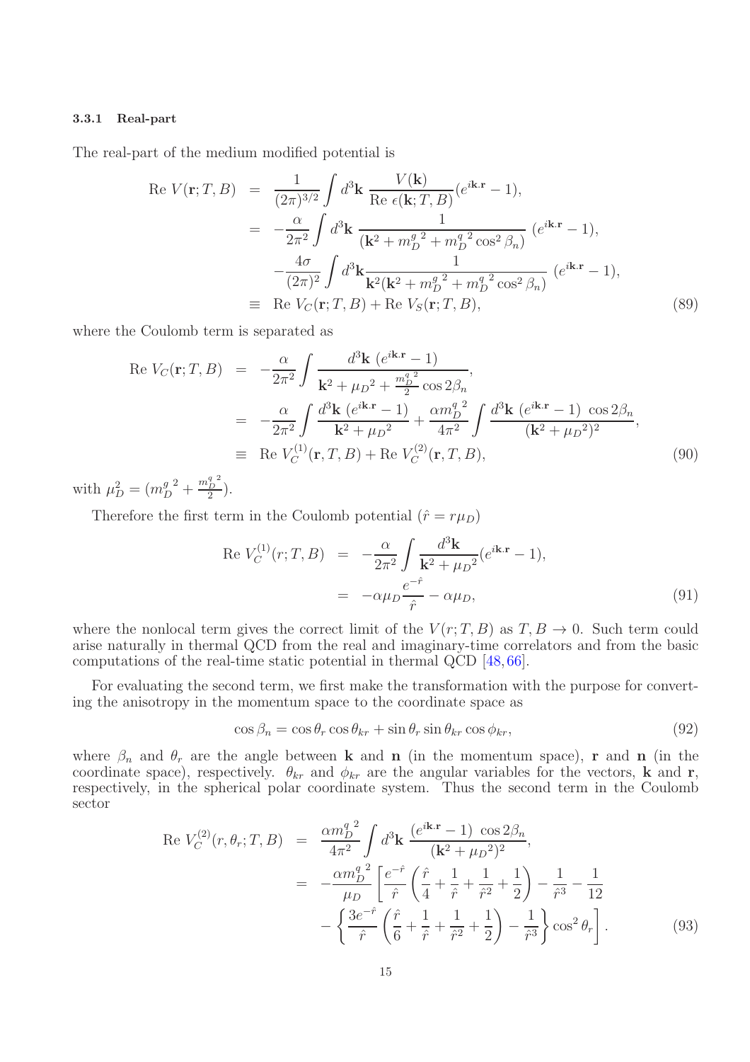#### 3.3.1 Real-part

The real-part of the medium modified potential is

$$
\begin{aligned}
\text{Re } V(\mathbf{r};T,B) &= \frac{1}{(2\pi)^{3/2}} \int d^3\mathbf{k}\, \frac{V(\mathbf{k})}{\text{Re } \epsilon(\mathbf{k};T,B)} (e^{i\mathbf{k}.\mathbf{r}}-1), \\
&= -\frac{\alpha}{2\pi^2} \int d^3\mathbf{k}\, \frac{1}{(\mathbf{k}^2 + {m_D^g}^2 + {m_D^q}^2 \cos^2\beta_n)}\; (e^{i\mathbf{k}.\mathbf{r}}-1), \\
&\quad -\frac{4\sigma}{(2\pi)^2} \int d^3\mathbf{k} \frac{1}{\mathbf{k}^2(\mathbf{k}^2 + {m_D^g}^2 + {m_D^q}^2 \cos^2\beta_n)}\; (e^{i\mathbf{k}.\mathbf{r}}-1), \\
&\equiv \text{Re } V_C(\mathbf{r};T,B) + \text{Re } V_S(\mathbf{r};T,B),
\end{aligned} \tag{89}
$$

where the Coulomb term is separated as

$$
\begin{aligned}
\text{Re } V_C(\mathbf{r};T,B) &= -\frac{\alpha}{2\pi^2} \int \frac{d^3\mathbf{k}\, (e^{i\mathbf{k}.\mathbf{r}}-1)}{\mathbf{k}^2 + {\mu_D}^2 + \frac{{m_D^q}^2}{2}\cos 2\beta_n}, \\
&= -\frac{\alpha}{2\pi^2} \int \frac{d^3\mathbf{k}\, (e^{i\mathbf{k}.\mathbf{r}}-1)}{\mathbf{k}^2 + {\mu_D}^2} + \frac{\alpha {m_D^q}^2}{4\pi^2} \int \frac{d^3\mathbf{k}\, (e^{i\mathbf{k}.\mathbf{r}}-1)\, \cos 2\beta_n}{(\mathbf{k}^2 + {\mu_D}^2)^2}, \\
&\equiv \text{Re } V_C^{(1)}(\mathbf{r},T,B) + \text{Re } V_C^{(2)}(\mathbf{r},T,B),
\end{aligned} \tag{90}
$$

with $\mu_D^2 = ({m_D^g}^2 + \frac{{m_D^q}^2}{2})$.

Therefore the first term in the Coulomb potential ($\hat{r} = r\mu_D$)

$$
\begin{aligned}
\text{Re } V_C^{(1)}(r;T,B) &= -\frac{\alpha}{2\pi^2} \int \frac{d^3\mathbf{k}}{\mathbf{k}^2 + {\mu_D}^2} (e^{i\mathbf{k}.\mathbf{r}}-1), \\
&= -\alpha \mu_D \frac{e^{-\hat{r}}}{\hat{r}} - \alpha \mu_D,
\end{aligned} \tag{91}
$$

where the nonlocal term gives the correct limit of the $V(r;T,B)$ as $T,B \to 0$. Such term could arise naturally in thermal QCD from the real and imaginary-time correlators and from the basic computations of the real-time static potential in thermal QCD [48,66].

For evaluating the second term, we first make the transformation with the purpose for converting the anisotropy in the momentum space to the coordinate space as

$$
\cos\beta_n = \cos\theta_r \cos\theta_{kr} + \sin\theta_r \sin\theta_{kr} \cos\phi_{kr}, \tag{92}
$$

where $\beta_n$ and $\theta_r$ are the angle between $\mathbf{k}$ and $\mathbf{n}$ (in the momentum space), $\mathbf{r}$ and $\mathbf{n}$ (in the coordinate space), respectively. $\theta_{kr}$ and $\phi_{kr}$ are the angular variables for the vectors, $\mathbf{k}$ and $\mathbf{r}$, respectively, in the spherical polar coordinate system. Thus the second term in the Coulomb sector

$$
\begin{aligned}
\text{Re } V_C^{(2)}(r,\theta_r;T,B) &= \frac{\alpha {m_D^q}^2}{4\pi^2} \int d^3\mathbf{k}\, \frac{(e^{i\mathbf{k}.\mathbf{r}}-1)\, \cos 2\beta_n}{(\mathbf{k}^2 + {\mu_D}^2)^2}, \\
&= -\frac{\alpha {m_D^q}^2}{\mu_D} \left[ \frac{e^{-\hat{r}}}{\hat{r}} \left( \frac{\hat{r}}{4} + \frac{1}{\hat{r}} + \frac{1}{\hat{r}^2} + \frac{1}{2} \right) - \frac{1}{\hat{r}^3} - \frac{1}{12} \right. \\
&\quad \left. - \left\{ \frac{3e^{-\hat{r}}}{\hat{r}} \left( \frac{\hat{r}}{6} + \frac{1}{\hat{r}} + \frac{1}{\hat{r}^2} + \frac{1}{2} \right) - \frac{1}{\hat{r}^3} \right\} \cos^2\theta_r \right].
\end{aligned} \tag{93}
$$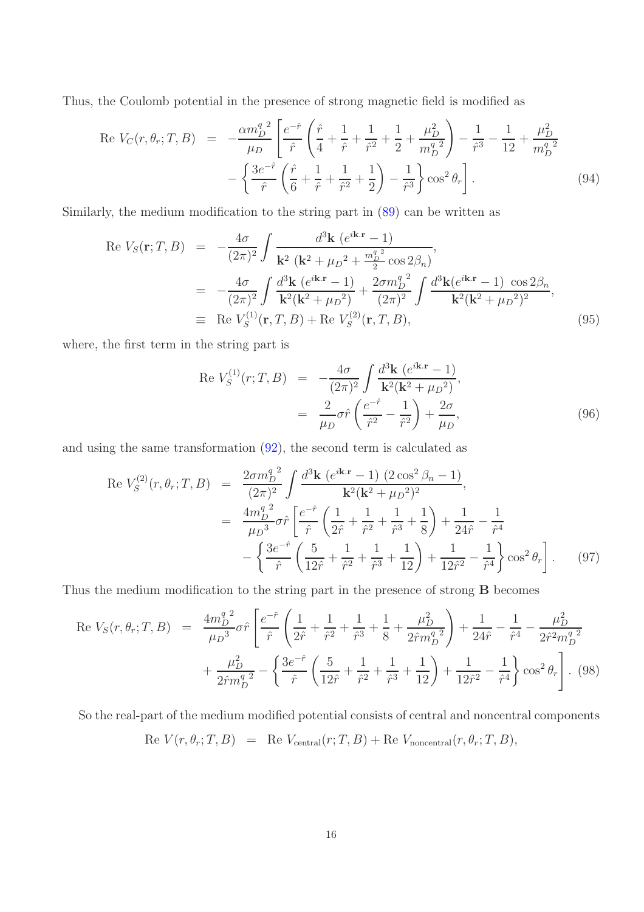Thus, the Coulomb potential in the presence of strong magnetic field is modified as

$$
\begin{aligned}
\text{Re } V_C(r,\theta_r;T,B) &= -\frac{\alpha {m_D^q}^2}{\mu_D}\left[\frac{e^{-\hat{r}}}{\hat{r}}\left(\frac{\hat{r}}{4}+\frac{1}{\hat{r}}+\frac{1}{\hat{r}^2}+\frac{1}{2}+\frac{\mu_D^2}{{m_D^q}^2}\right)-\frac{1}{\hat{r}^3}-\frac{1}{12}+\frac{\mu_D^2}{{m_D^q}^2}\right. \\
&\quad \left. -\left\{\frac{3e^{-\hat{r}}}{\hat{r}}\left(\frac{\hat{r}}{6}+\frac{1}{\hat{r}}+\frac{1}{\hat{r}^2}+\frac{1}{2}\right)-\frac{1}{\hat{r}^3}\right\}\cos^2\theta_r\right]. \qquad (94)
\end{aligned}
$$

Similarly, the medium modification to the string part in (89) can be written as

$$
\begin{aligned}
\text{Re } V_S(\mathbf{r};T,B) &= -\frac{4\sigma}{(2\pi)^2}\int\frac{d^3\mathbf{k}\ (e^{i\mathbf{k}.\mathbf{r}}-1)}{\mathbf{k}^2\ (\mathbf{k}^2+{\mu_D}^2+\frac{{m_D^q}^2}{2}\cos 2\beta_n)}, \\
&= -\frac{4\sigma}{(2\pi)^2}\int\frac{d^3\mathbf{k}\ (e^{i\mathbf{k}.\mathbf{r}}-1)}{\mathbf{k}^2(\mathbf{k}^2+{\mu_D}^2)}+\frac{2\sigma {m_D^q}^2}{(2\pi)^2}\int\frac{d^3\mathbf{k}(e^{i\mathbf{k}.\mathbf{r}}-1)\ \cos 2\beta_n}{\mathbf{k}^2(\mathbf{k}^2+{\mu_D}^2)^2}, \\
&\equiv \text{Re } V_S^{(1)}(\mathbf{r},T,B)+\text{Re } V_S^{(2)}(\mathbf{r},T,B), \qquad (95)
\end{aligned}
$$

where, the first term in the string part is

$$
\begin{aligned}
\text{Re } V_S^{(1)}(r;T,B) &= -\frac{4\sigma}{(2\pi)^2}\int\frac{d^3\mathbf{k}\ (e^{i\mathbf{k}.\mathbf{r}}-1)}{\mathbf{k}^2(\mathbf{k}^2+{\mu_D}^2)}, \\
&= \frac{2}{\mu_D}\sigma\hat{r}\left(\frac{e^{-\hat{r}}}{\hat{r}^2}-\frac{1}{\hat{r}^2}\right)+\frac{2\sigma}{\mu_D}, \qquad (96)
\end{aligned}
$$

and using the same transformation (92), the second term is calculated as

$$
\begin{aligned}
\text{Re } V_S^{(2)}(r,\theta_r;T,B) &= \frac{2\sigma {m_D^q}^2}{(2\pi)^2}\int\frac{d^3\mathbf{k}\ (e^{i\mathbf{k}.\mathbf{r}}-1)\ (2\cos^2\beta_n-1)}{\mathbf{k}^2(\mathbf{k}^2+{\mu_D}^2)^2}, \\
&= \frac{4{m_D^q}^2}{{\mu_D}^3}\sigma\hat{r}\left[\frac{e^{-\hat{r}}}{\hat{r}}\left(\frac{1}{2\hat{r}}+\frac{1}{\hat{r}^2}+\frac{1}{\hat{r}^3}+\frac{1}{8}\right)+\frac{1}{24\hat{r}}-\frac{1}{\hat{r}^4}\right. \\
&\quad \left. -\left\{\frac{3e^{-\hat{r}}}{\hat{r}}\left(\frac{5}{12\hat{r}}+\frac{1}{\hat{r}^2}+\frac{1}{\hat{r}^3}+\frac{1}{12}\right)+\frac{1}{12\hat{r}^2}-\frac{1}{\hat{r}^4}\right\}\cos^2\theta_r\right]. \qquad (97)
\end{aligned}
$$

Thus the medium modification to the string part in the presence of strong $\mathbf{B}$ becomes

$$
\begin{aligned}
\text{Re } V_S(r,\theta_r;T,B) &= \frac{4{m_D^q}^2}{{\mu_D}^3}\sigma\hat{r}\left[\frac{e^{-\hat{r}}}{\hat{r}}\left(\frac{1}{2\hat{r}}+\frac{1}{\hat{r}^2}+\frac{1}{\hat{r}^3}+\frac{1}{8}+\frac{\mu_D^2}{2\hat{r}{m_D^q}^2}\right)+\frac{1}{24\hat{r}}-\frac{1}{\hat{r}^4}-\frac{\mu_D^2}{2\hat{r}^2{m_D^q}^2}\right. \\
&\quad \left. +\frac{\mu_D^2}{2\hat{r}{m_D^q}^2}-\left\{\frac{3e^{-\hat{r}}}{\hat{r}}\left(\frac{5}{12\hat{r}}+\frac{1}{\hat{r}^2}+\frac{1}{\hat{r}^3}+\frac{1}{12}\right)+\frac{1}{12\hat{r}^2}-\frac{1}{\hat{r}^4}\right\}\cos^2\theta_r\right]. \qquad (98)
\end{aligned}
$$

So the real-part of the medium modified potential consists of central and noncentral components

$$
\text{Re } V(r,\theta_r;T,B) = \text{Re } V_{\text{central}}(r;T,B)+\text{Re } V_{\text{noncentral}}(r,\theta_r;T,B),
$$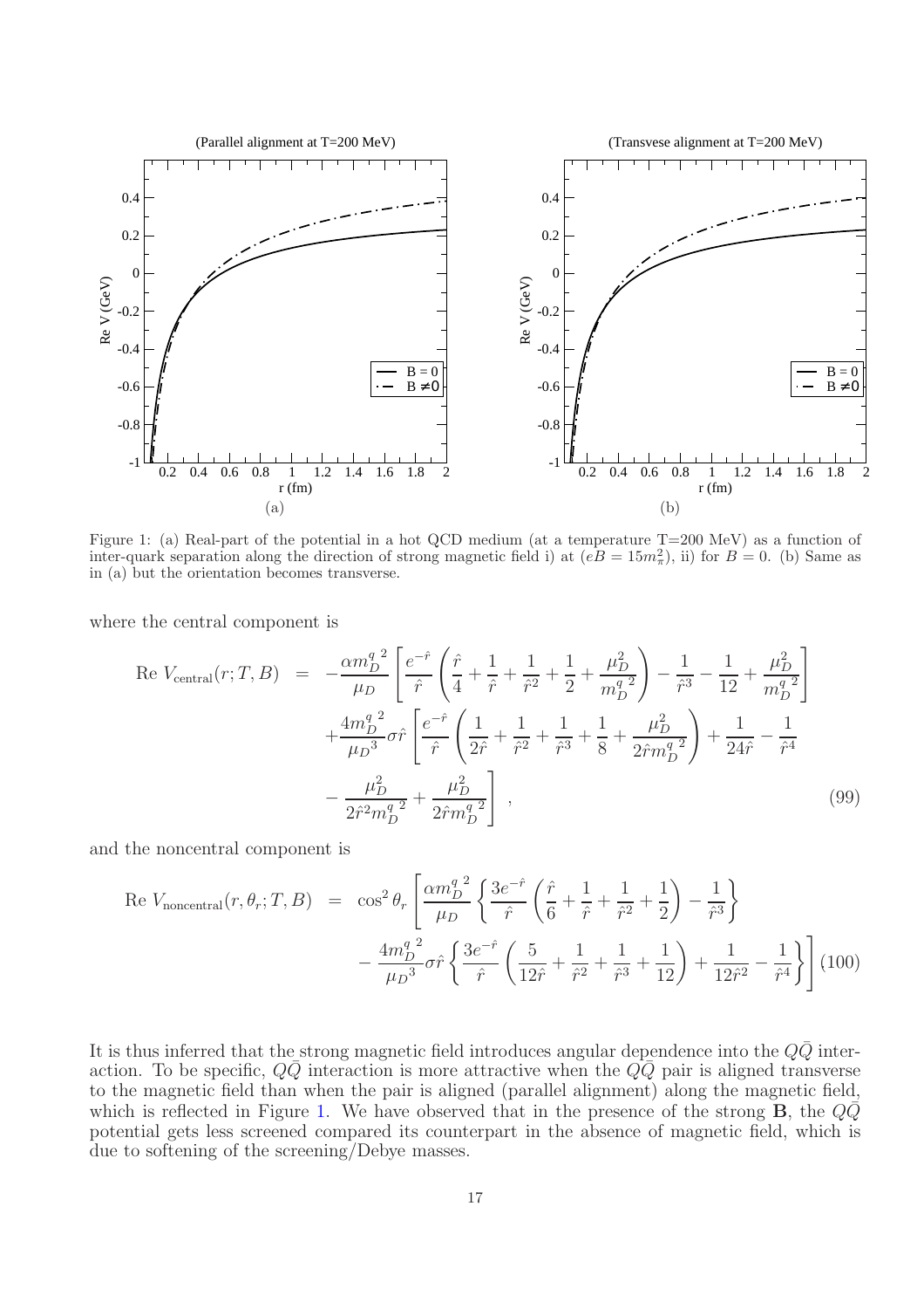Figure 1: (a) Real-part of the potential in a hot QCD medium (at a temperature T=200 MeV) as a function of inter-quark separation along the direction of strong magnetic field i) at ($eB = 15m_\pi^2$), ii) for $B = 0$. (b) Same as in (a) but the orientation becomes transverse.

where the central component is

$$
\begin{aligned}
\text{Re } V_{\text{central}}(r;T,B) &= -\frac{\alpha {m_D^q}^2}{\mu_D}\left[\frac{e^{-\hat{r}}}{\hat{r}}\left(\frac{\hat{r}}{4}+\frac{1}{\hat{r}}+\frac{1}{\hat{r}^2}+\frac{1}{2}+\frac{\mu_D^2}{{m_D^q}^2}\right)-\frac{1}{\hat{r}^3}-\frac{1}{12}+\frac{\mu_D^2}{{m_D^q}^2}\right] \\
&\quad +\frac{4{m_D^q}^2}{{\mu_D}^3}\sigma\hat{r}\left[\frac{e^{-\hat{r}}}{\hat{r}}\left(\frac{1}{2\hat{r}}+\frac{1}{\hat{r}^2}+\frac{1}{\hat{r}^3}+\frac{1}{8}+\frac{\mu_D^2}{2\hat{r}{m_D^q}^2}\right)+\frac{1}{24\hat{r}}-\frac{1}{\hat{r}^4}\right. \\
&\quad \left. -\frac{\mu_D^2}{2\hat{r}^2{m_D^q}^2}+\frac{\mu_D^2}{2\hat{r}{m_D^q}^2}\right], \qquad (99)
\end{aligned}
$$

and the noncentral component is

$$
\begin{aligned}
\text{Re } V_{\text{noncentral}}(r,\theta_r;T,B) &= \cos^2\theta_r\left[\frac{\alpha{m_D^q}^2}{\mu_D}\left\{\frac{3e^{-\hat{r}}}{\hat{r}}\left(\frac{\hat{r}}{6}+\frac{1}{\hat{r}}+\frac{1}{\hat{r}^2}+\frac{1}{2}\right)-\frac{1}{\hat{r}^3}\right\}\right. \\
&\quad \left. -\frac{4{m_D^q}^2}{{\mu_D}^3}\sigma\hat{r}\left\{\frac{3e^{-\hat{r}}}{\hat{r}}\left(\frac{5}{12\hat{r}}+\frac{1}{\hat{r}^2}+\frac{1}{\hat{r}^3}+\frac{1}{12}\right)+\frac{1}{12\hat{r}^2}-\frac{1}{\hat{r}^4}\right\}\right] \qquad (100)
\end{aligned}
$$

It is thus inferred that the strong magnetic field introduces angular dependence into the $Q\bar{Q}$ interaction. To be specific, $Q\bar{Q}$ interaction is more attractive when the $Q\bar{Q}$ pair is aligned transverse to the magnetic field than when the pair is aligned (parallel alignment) along the magnetic field, which is reflected in Figure 1. We have observed that in the presence of the strong $\mathbf{B}$, the $Q\bar{Q}$ potential gets less screened compared its counterpart in the absence of magnetic field, which is due to softening of the screening/Debye masses.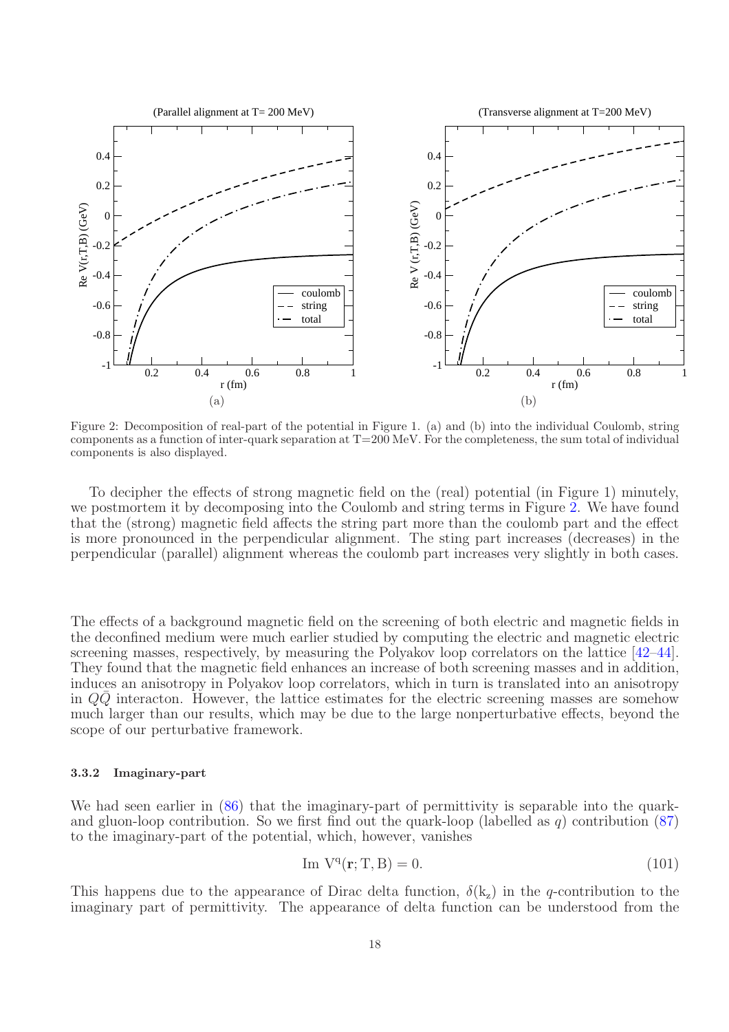Figure 2: Decomposition of real-part of the potential in Figure 1. (a) and (b) into the individual Coulomb, string components as a function of inter-quark separation at T=200 MeV. For the completeness, the sum total of individual components is also displayed.

To decipher the effects of strong magnetic field on the (real) potential (in Figure 1) minutely, we postmortem it by decomposing into the Coulomb and string terms in Figure 2. We have found that the (strong) magnetic field affects the string part more than the coulomb part and the effect is more pronounced in the perpendicular alignment. The sting part increases (decreases) in the perpendicular (parallel) alignment whereas the coulomb part increases very slightly in both cases.

The effects of a background magnetic field on the screening of both electric and magnetic fields in the deconfined medium were much earlier studied by computing the electric and magnetic electric screening masses, respectively, by measuring the Polyakov loop correlators on the lattice [42–44]. They found that the magnetic field enhances an increase of both screening masses and in addition, induces an anisotropy in Polyakov loop correlators, which in turn is translated into an anisotropy in $Q\bar{Q}$ interacton. However, the lattice estimates for the electric screening masses are somehow much larger than our results, which may be due to the large nonperturbative effects, beyond the scope of our perturbative framework.

#### 3.3.2 Imaginary-part

We had seen earlier in (86) that the imaginary-part of permittivity is separable into the quark- and gluon-loop contribution. So we first find out the quark-loop (labelled as $q$) contribution (87) to the imaginary-part of the potential, which, however, vanishes

$$\text{Im } \mathrm{V}^{\mathrm{q}}(\mathbf{r}; \mathrm{T}, \mathrm{B}) = 0. \tag{101}$$

This happens due to the appearance of Dirac delta function, $\delta(\mathrm{k_z})$ in the $q$-contribution to the imaginary part of permittivity. The appearance of delta function can be understood from the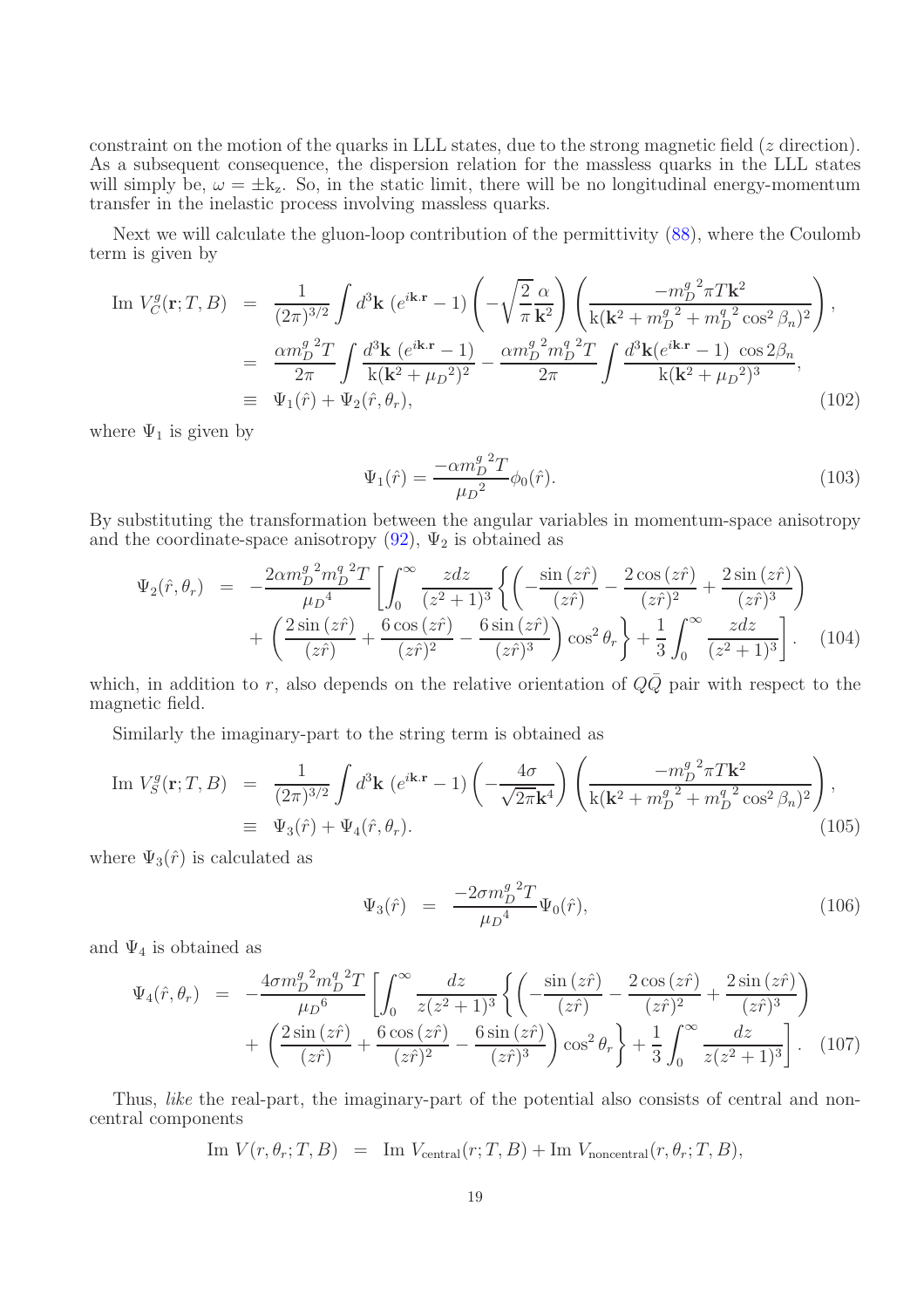constraint on the motion of the quarks in LLL states, due to the strong magnetic field ($z$ direction). As a subsequent consequence, the dispersion relation for the massless quarks in the LLL states will simply be, $\omega = \pm \mathrm{k_z}$. So, in the static limit, there will be no longitudinal energy-momentum transfer in the inelastic process involving massless quarks.

Next we will calculate the gluon-loop contribution of the permittivity (88), where the Coulomb term is given by

$$
\begin{aligned}
\text{Im } V_C^g(\mathbf{r};T,B) &= \frac{1}{(2\pi)^{3/2}} \int d^3\mathbf{k}\; (e^{i\mathbf{k}.\mathbf{r}}-1) \left(-\sqrt{\frac{2}{\pi}}\frac{\alpha}{\mathbf{k}^2}\right) \left(\frac{-{m_D^g}^2 \pi T \mathbf{k}^2}{\mathrm{k}(\mathbf{k}^2+{m_D^g}^2+{m_D^q}^2\cos^2\beta_n)^2}\right), \\
&= \frac{\alpha {m_D^g}^2 T}{2\pi} \int \frac{d^3\mathbf{k}\; (e^{i\mathbf{k}.\mathbf{r}}-1)}{\mathrm{k}(\mathbf{k}^2+{\mu_D}^2)^2} - \frac{\alpha {m_D^g}^2 {m_D^q}^2 T}{2\pi} \int \frac{d^3\mathbf{k} (e^{i\mathbf{k}.\mathbf{r}}-1)\; \cos 2\beta_n}{\mathrm{k}(\mathbf{k}^2+{\mu_D}^2)^3}, \\
&\equiv \Psi_1(\hat{r}) + \Psi_2(\hat{r},\theta_r),
\end{aligned} \tag{102}
$$

where $\Psi_1$ is given by

$$
\Psi_1(\hat{r}) = \frac{-\alpha {m_D^g}^2 T}{{\mu_D}^2}\phi_0(\hat{r}). \tag{103}
$$

By substituting the transformation between the angular variables in momentum-space anisotropy and the coordinate-space anisotropy (92), $\Psi_2$ is obtained as

$$
\begin{aligned}
\Psi_2(\hat{r},\theta_r) &= -\frac{2\alpha {m_D^g}^2 {m_D^q}^2 T}{{\mu_D}^4} \left[ \int_0^\infty \frac{z dz}{(z^2+1)^3} \left\{ \left( -\frac{\sin(z\hat{r})}{(z\hat{r})} - \frac{2\cos(z\hat{r})}{(z\hat{r})^2} + \frac{2\sin(z\hat{r})}{(z\hat{r})^3} \right) \right.\right. \\
&\quad \left.\left. + \left( \frac{2\sin(z\hat{r})}{(z\hat{r})} + \frac{6\cos(z\hat{r})}{(z\hat{r})^2} - \frac{6\sin(z\hat{r})}{(z\hat{r})^3} \right)\cos^2\theta_r \right\} + \frac{1}{3}\int_0^\infty \frac{z dz}{(z^2+1)^3} \right].
\end{aligned} \tag{104}
$$

which, in addition to $r$, also depends on the relative orientation of $Q\bar{Q}$ pair with respect to the magnetic field.

Similarly the imaginary-part to the string term is obtained as

$$
\begin{aligned}
\text{Im } V_S^g(\mathbf{r};T,B) &= \frac{1}{(2\pi)^{3/2}} \int d^3\mathbf{k}\; (e^{i\mathbf{k}.\mathbf{r}}-1) \left(-\frac{4\sigma}{\sqrt{2\pi}\mathbf{k}^4}\right) \left(\frac{-{m_D^g}^2 \pi T \mathbf{k}^2}{\mathrm{k}(\mathbf{k}^2+{m_D^g}^2+{m_D^q}^2\cos^2\beta_n)^2}\right), \\
&\equiv \Psi_3(\hat{r}) + \Psi_4(\hat{r},\theta_r).
\end{aligned} \tag{105}
$$

where $\Psi_3(\hat{r})$ is calculated as

$$
\Psi_3(\hat{r}) = \frac{-2\sigma {m_D^g}^2 T}{{\mu_D}^4}\Psi_0(\hat{r}), \tag{106}
$$

and $\Psi_4$ is obtained as

$$
\begin{aligned}
\Psi_4(\hat{r},\theta_r) &= -\frac{4\sigma {m_D^g}^2 {m_D^q}^2 T}{{\mu_D}^6} \left[ \int_0^\infty \frac{dz}{z(z^2+1)^3} \left\{ \left( -\frac{\sin(z\hat{r})}{(z\hat{r})} - \frac{2\cos(z\hat{r})}{(z\hat{r})^2} + \frac{2\sin(z\hat{r})}{(z\hat{r})^3} \right) \right.\right. \\
&\quad \left.\left. + \left( \frac{2\sin(z\hat{r})}{(z\hat{r})} + \frac{6\cos(z\hat{r})}{(z\hat{r})^2} - \frac{6\sin(z\hat{r})}{(z\hat{r})^3} \right)\cos^2\theta_r \right\} + \frac{1}{3}\int_0^\infty \frac{dz}{z(z^2+1)^3} \right].
\end{aligned} \tag{107}
$$

Thus, *like* the real-part, the imaginary-part of the potential also consists of central and non-central components

$$
\text{Im } V(r,\theta_r;T,B) = \text{Im } V_{\text{central}}(r;T,B) + \text{Im } V_{\text{noncentral}}(r,\theta_r;T,B),
$$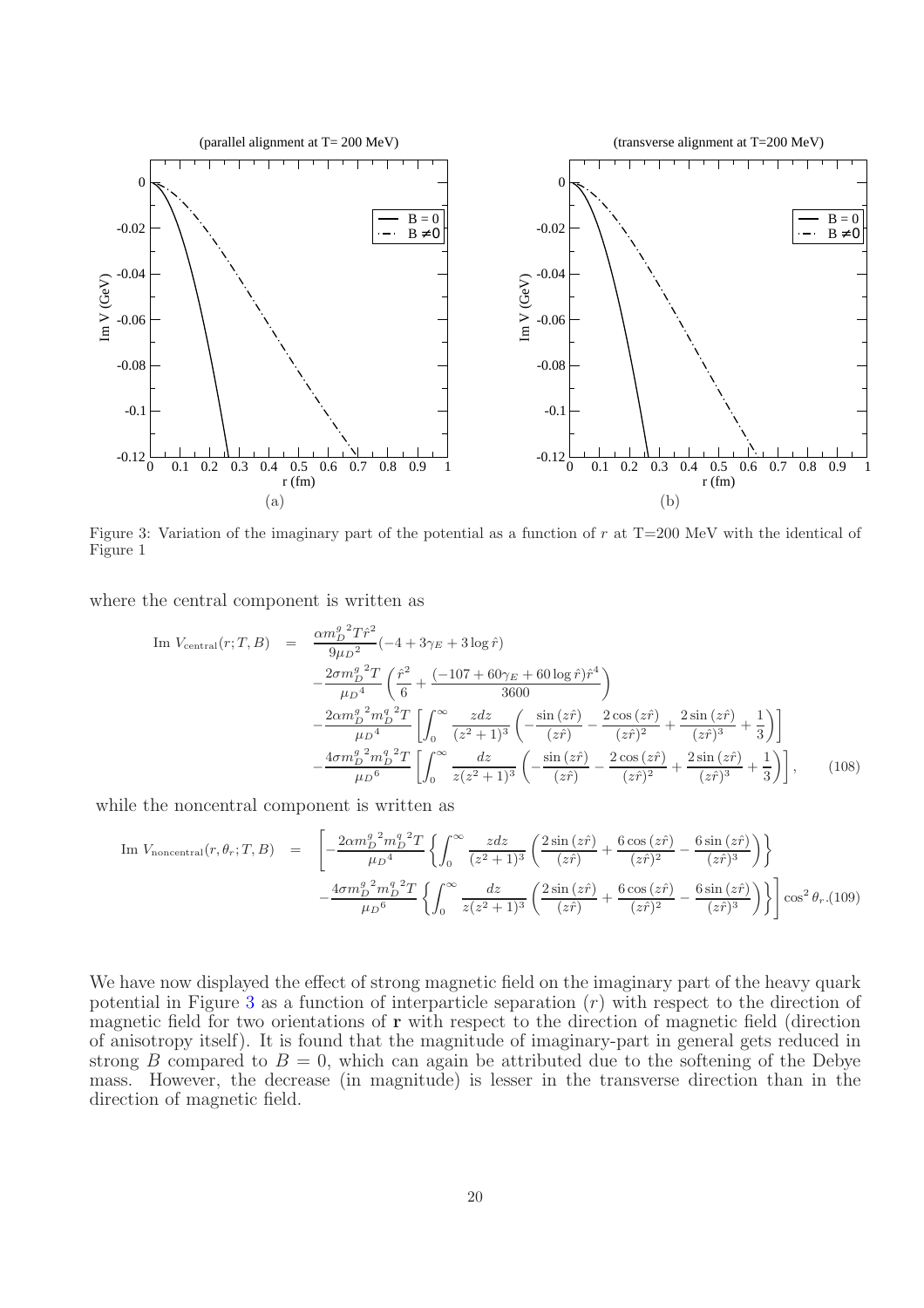Figure 3: Variation of the imaginary part of the potential as a function of $r$ at T=200 MeV with the identical of Figure 1

where the central component is written as

$$
\begin{aligned}
\text{Im } V_{\text{central}}(r;T,B) &= \frac{\alpha {m_D^g}^2 T \hat{r}^2}{9{\mu_D}^2}(-4+3\gamma_E+3\log \hat{r}) \\
&- \frac{2\sigma {m_D^g}^2 T}{{\mu_D}^4}\left(\frac{\hat{r}^2}{6}+\frac{(-107+60\gamma_E+60\log \hat{r})\hat{r}^4}{3600}\right) \\
&- \frac{2\alpha {m_D^g}^2 {m_D^q}^2 T}{{\mu_D}^4}\left[\int_0^\infty \frac{z dz}{(z^2+1)^3}\left(-\frac{\sin(z\hat{r})}{(z\hat{r})}-\frac{2\cos(z\hat{r})}{(z\hat{r})^2}+\frac{2\sin(z\hat{r})}{(z\hat{r})^3}+\frac{1}{3}\right)\right] \\
&- \frac{4\sigma {m_D^g}^2 {m_D^q}^2 T}{{\mu_D}^6}\left[\int_0^\infty \frac{dz}{z(z^2+1)^3}\left(-\frac{\sin(z\hat{r})}{(z\hat{r})}-\frac{2\cos(z\hat{r})}{(z\hat{r})^2}+\frac{2\sin(z\hat{r})}{(z\hat{r})^3}+\frac{1}{3}\right)\right], \qquad (108)
\end{aligned}
$$

while the noncentral component is written as

$$
\begin{aligned}
\text{Im } V_{\text{noncentral}}(r,\theta_r;T,B) &= \left[-\frac{2\alpha {m_D^g}^2 {m_D^q}^2 T}{{\mu_D}^4}\left\{\int_0^\infty \frac{z dz}{(z^2+1)^3}\left(\frac{2\sin(z\hat{r})}{(z\hat{r})}+\frac{6\cos(z\hat{r})}{(z\hat{r})^2}-\frac{6\sin(z\hat{r})}{(z\hat{r})^3}\right)\right\}\right. \\
&\left.- \frac{4\sigma {m_D^g}^2 {m_D^q}^2 T}{{\mu_D}^6}\left\{\int_0^\infty \frac{dz}{z(z^2+1)^3}\left(\frac{2\sin(z\hat{r})}{(z\hat{r})}+\frac{6\cos(z\hat{r})}{(z\hat{r})^2}-\frac{6\sin(z\hat{r})}{(z\hat{r})^3}\right)\right\}\right]\cos^2\theta_r. (109)
\end{aligned}
$$

We have now displayed the effect of strong magnetic field on the imaginary part of the heavy quark potential in Figure 3 as a function of interparticle separation ($r$) with respect to the direction of magnetic field for two orientations of $\mathbf{r}$ with respect to the direction of magnetic field (direction of anisotropy itself). It is found that the magnitude of imaginary-part in general gets reduced in strong $B$ compared to $B=0$, which can again be attributed due to the softening of the Debye mass. However, the decrease (in magnitude) is lesser in the transverse direction than in the direction of magnetic field.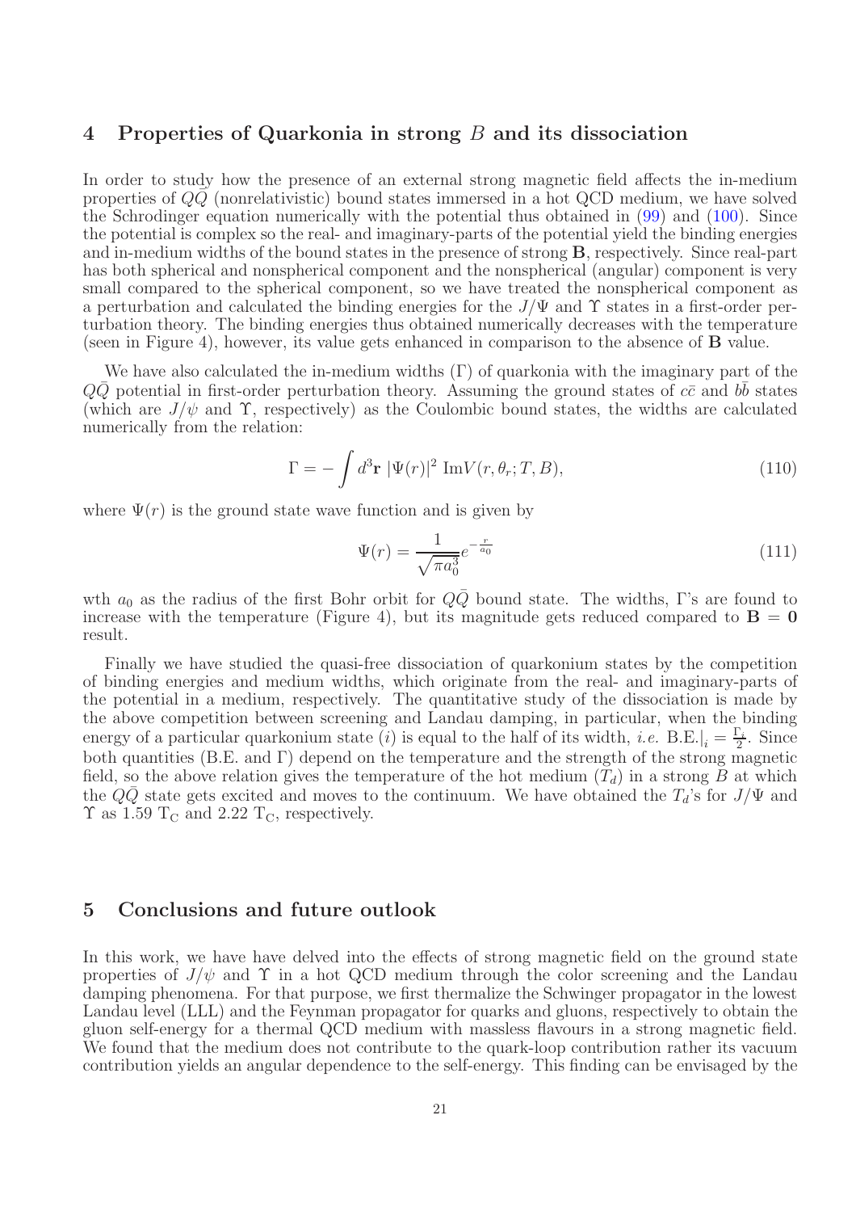## 4 Properties of Quarkonia in strong $B$ and its dissociation

In order to study how the presence of an external strong magnetic field affects the in-medium properties of $Q\bar{Q}$ (nonrelativistic) bound states immersed in a hot QCD medium, we have solved the Schrodinger equation numerically with the potential thus obtained in (99) and (100). Since the potential is complex so the real- and imaginary-parts of the potential yield the binding energies and in-medium widths of the bound states in the presence of strong $\mathbf{B}$, respectively. Since real-part has both spherical and nonspherical component and the nonspherical (angular) component is very small compared to the spherical component, so we have treated the nonspherical component as a perturbation and calculated the binding energies for the $J/\Psi$ and $\Upsilon$ states in a first-order perturbation theory. The binding energies thus obtained numerically decreases with the temperature (seen in Figure 4), however, its value gets enhanced in comparison to the absence of $\mathbf{B}$ value.

We have also calculated the in-medium widths ($\Gamma$) of quarkonia with the imaginary part of the $Q\bar{Q}$ potential in first-order perturbation theory. Assuming the ground states of $c\bar{c}$ and $b\bar{b}$ states (which are $J/\psi$ and $\Upsilon$, respectively) as the Coulombic bound states, the widths are calculated numerically from the relation:

$$\Gamma = -\int d^3\mathbf{r}\ |\Psi(r)|^2\ \mathrm{Im}V(r, \theta_r; T, B), \tag{110}$$

where $\Psi(r)$ is the ground state wave function and is given by

$$\Psi(r) = \frac{1}{\sqrt{\pi a_0^3}} e^{-\frac{r}{a_0}} \tag{111}$$

wth $a_0$ as the radius of the first Bohr orbit for $Q\bar{Q}$ bound state. The widths, $\Gamma$'s are found to increase with the temperature (Figure 4), but its magnitude gets reduced compared to $\mathbf{B} = \mathbf{0}$ result.

Finally we have studied the quasi-free dissociation of quarkonium states by the competition of binding energies and medium widths, which originate from the real- and imaginary-parts of the potential in a medium, respectively. The quantitative study of the dissociation is made by the above competition between screening and Landau damping, in particular, when the binding energy of a particular quarkonium state ($i$) is equal to the half of its width, *i.e.* $\mathrm{B.E.}|_i = \frac{\Gamma_i}{2}$. Since both quantities (B.E. and $\Gamma$) depend on the temperature and the strength of the strong magnetic field, so the above relation gives the temperature of the hot medium ($T_d$) in a strong $B$ at which the $Q\bar{Q}$ state gets excited and moves to the continuum. We have obtained the $T_d$'s for $J/\Psi$ and $\Upsilon$ as 1.59 $\mathrm{T_C}$ and 2.22 $\mathrm{T_C}$, respectively.

## 5 Conclusions and future outlook

In this work, we have have delved into the effects of strong magnetic field on the ground state properties of $J/\psi$ and $\Upsilon$ in a hot QCD medium through the color screening and the Landau damping phenomena. For that purpose, we first thermalize the Schwinger propagator in the lowest Landau level (LLL) and the Feynman propagator for quarks and gluons, respectively to obtain the gluon self-energy for a thermal QCD medium with massless flavours in a strong magnetic field. We found that the medium does not contribute to the quark-loop contribution rather its vacuum contribution yields an angular dependence to the self-energy. This finding can be envisaged by the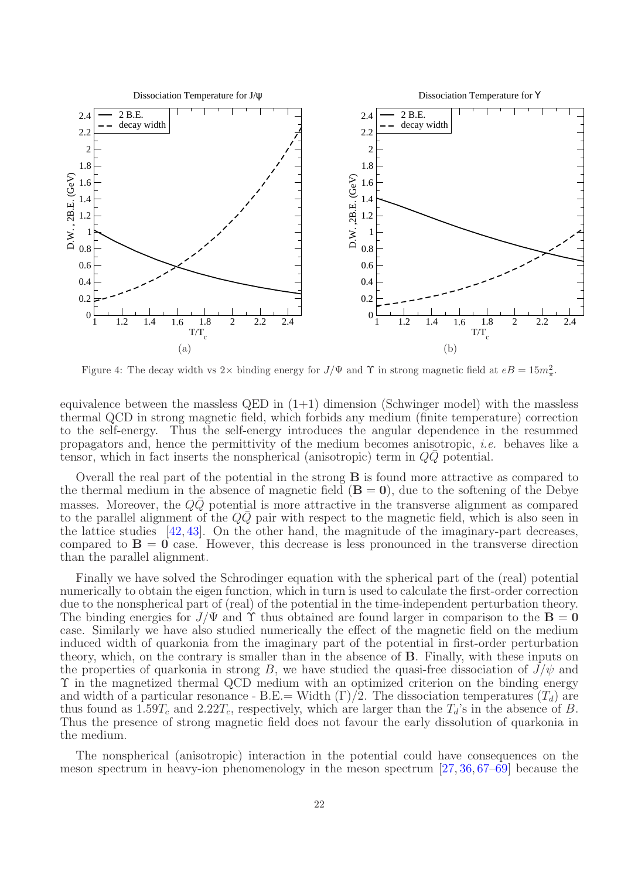Figure 4: The decay width vs $2\times$ binding energy for $J/\Psi$ and $\Upsilon$ in strong magnetic field at $eB = 15m_\pi^2$.

equivalence between the massless QED in (1+1) dimension (Schwinger model) with the massless thermal QCD in strong magnetic field, which forbids any medium (finite temperature) correction to the self-energy. Thus the self-energy introduces the angular dependence in the resummed propagators and, hence the permittivity of the medium becomes anisotropic, *i.e.* behaves like a tensor, which in fact inserts the nonspherical (anisotropic) term in $Q\bar{Q}$ potential.

Overall the real part of the potential in the strong $\mathbf{B}$ is found more attractive as compared to the thermal medium in the absence of magnetic field ($\mathbf{B} = \mathbf{0}$), due to the softening of the Debye masses. Moreover, the $Q\bar{Q}$ potential is more attractive in the transverse alignment as compared to the parallel alignment of the $Q\bar{Q}$ pair with respect to the magnetic field, which is also seen in the lattice studies [42, 43]. On the other hand, the magnitude of the imaginary-part decreases, compared to $\mathbf{B} = \mathbf{0}$ case. However, this decrease is less pronounced in the transverse direction than the parallel alignment.

Finally we have solved the Schrodinger equation with the spherical part of the (real) potential numerically to obtain the eigen function, which in turn is used to calculate the first-order correction due to the nonspherical part of (real) of the potential in the time-independent perturbation theory. The binding energies for $J/\Psi$ and $\Upsilon$ thus obtained are found larger in comparison to the $\mathbf{B} = \mathbf{0}$ case. Similarly we have also studied numerically the effect of the magnetic field on the medium induced width of quarkonia from the imaginary part of the potential in first-order perturbation theory, which, on the contrary is smaller than in the absence of $\mathbf{B}$. Finally, with these inputs on the properties of quarkonia in strong $B$, we have studied the quasi-free dissociation of $J/\psi$ and $\Upsilon$ in the magnetized thermal QCD medium with an optimized criterion on the binding energy and width of a particular resonance - B.E.= Width $(\Gamma)/2$. The dissociation temperatures ($T_d$) are thus found as $1.59T_c$ and $2.22T_c$, respectively, which are larger than the $T_d$'s in the absence of $B$. Thus the presence of strong magnetic field does not favour the early dissolution of quarkonia in the medium.

The nonspherical (anisotropic) interaction in the potential could have consequences on the meson spectrum in heavy-ion phenomenology in the meson spectrum [27, 36, 67–69] because the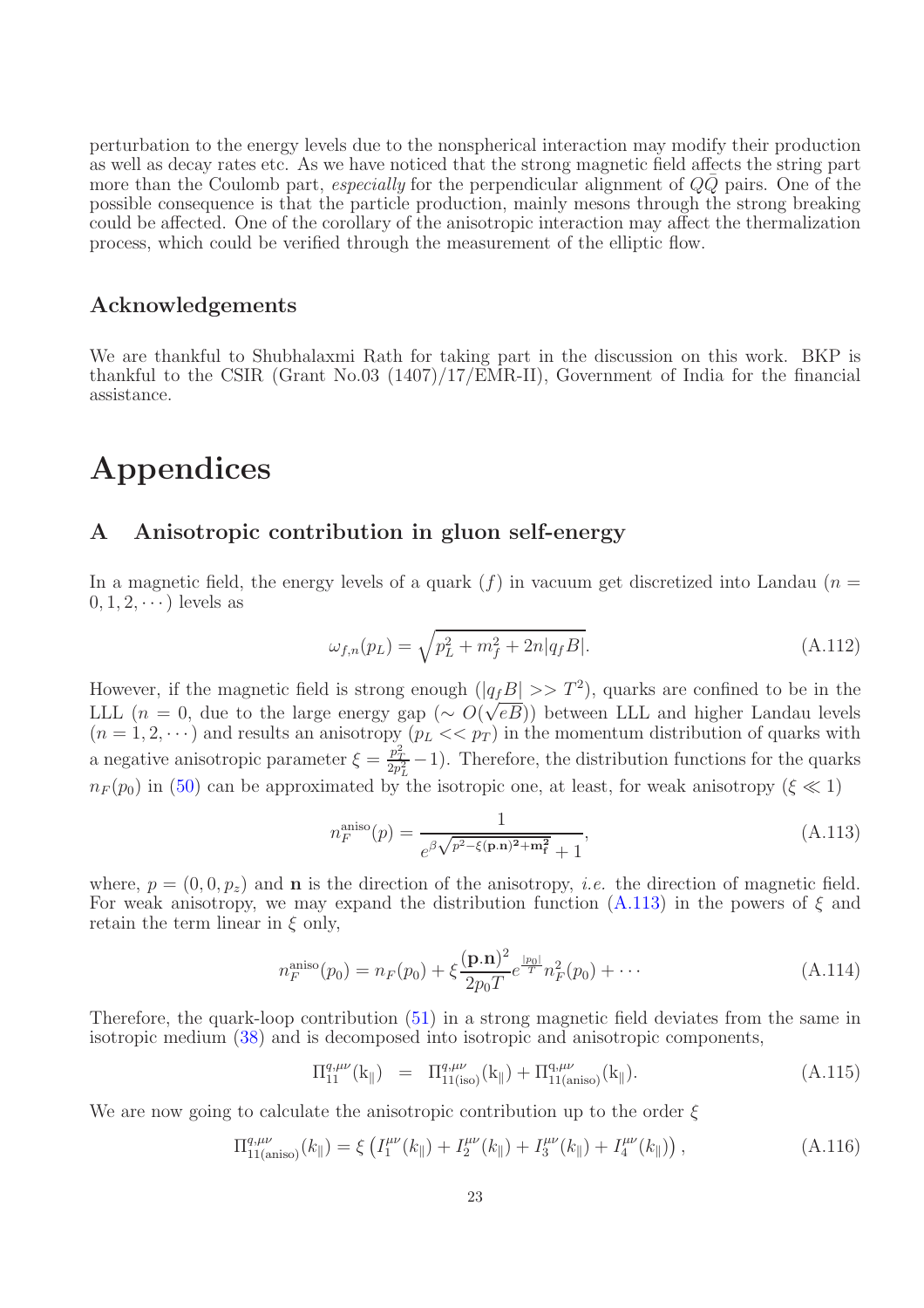perturbation to the energy levels due to the nonspherical interaction may modify their production as well as decay rates etc. As we have noticed that the strong magnetic field affects the string part more than the Coulomb part, *especially* for the perpendicular alignment of $Q\bar{Q}$ pairs. One of the possible consequence is that the particle production, mainly mesons through the strong breaking could be affected. One of the corollary of the anisotropic interaction may affect the thermalization process, which could be verified through the measurement of the elliptic flow.

## Acknowledgements

We are thankful to Shubhalaxmi Rath for taking part in the discussion on this work. BKP is thankful to the CSIR (Grant No.03 (1407)/17/EMR-II), Government of India for the financial assistance.

# Appendices

## A Anisotropic contribution in gluon self-energy

In a magnetic field, the energy levels of a quark ($f$) in vacuum get discretized into Landau ($n = 0, 1, 2, \cdots$) levels as

$$\omega_{f,n}(p_L) = \sqrt{p_L^2 + m_f^2 + 2n|q_f B|}. \tag{A.112}$$

However, if the magnetic field is strong enough ($|q_f B| >> T^2$), quarks are confined to be in the LLL ($n = 0$, due to the large energy gap ($\sim O(\sqrt{eB})$) between LLL and higher Landau levels ($n = 1, 2, \cdots$) and results an anisotropy ($p_L << p_T$) in the momentum distribution of quarks with a negative anisotropic parameter $\xi = \frac{p_T^2}{2p_L^2} - 1$). Therefore, the distribution functions for the quarks $n_F(p_0)$ in (50) can be approximated by the isotropic one, at least, for weak anisotropy ($\xi \ll 1$)

$$n_F^{\rm aniso}(p) = \frac{1}{e^{\beta\sqrt{p^2 - \xi(\mathbf{p}.\mathbf{n})^2 + \mathbf{m_f^2}}} + 1}, \tag{A.113}$$

where, $p = (0, 0, p_z)$ and $\mathbf{n}$ is the direction of the anisotropy, *i.e.* the direction of magnetic field. For weak anisotropy, we may expand the distribution function (A.113) in the powers of $\xi$ and retain the term linear in $\xi$ only,

$$n_F^{\rm aniso}(p_0) = n_F(p_0) + \xi \frac{(\mathbf{p}.\mathbf{n})^2}{2p_0 T} e^{\frac{|p_0|}{T}} n_F^2(p_0) + \cdots \tag{A.114}$$

Therefore, the quark-loop contribution (51) in a strong magnetic field deviates from the same in isotropic medium (38) and is decomposed into isotropic and anisotropic components,

$$\Pi_{11}^{q,\mu\nu}(\mathrm{k}_\parallel) \;\; = \;\; \Pi_{11(\mathrm{iso})}^{q,\mu\nu}(\mathrm{k}_\parallel) + \Pi_{11(\mathrm{aniso})}^{q,\mu\nu}(\mathrm{k}_\parallel). \tag{A.115}$$

We are now going to calculate the anisotropic contribution up to the order $\xi$

$$\Pi_{11(\mathrm{aniso})}^{q,\mu\nu}(k_\parallel) = \xi \left( I_1^{\mu\nu}(k_\parallel) + I_2^{\mu\nu}(k_\parallel) + I_3^{\mu\nu}(k_\parallel) + I_4^{\mu\nu}(k_\parallel) \right), \tag{A.116}$$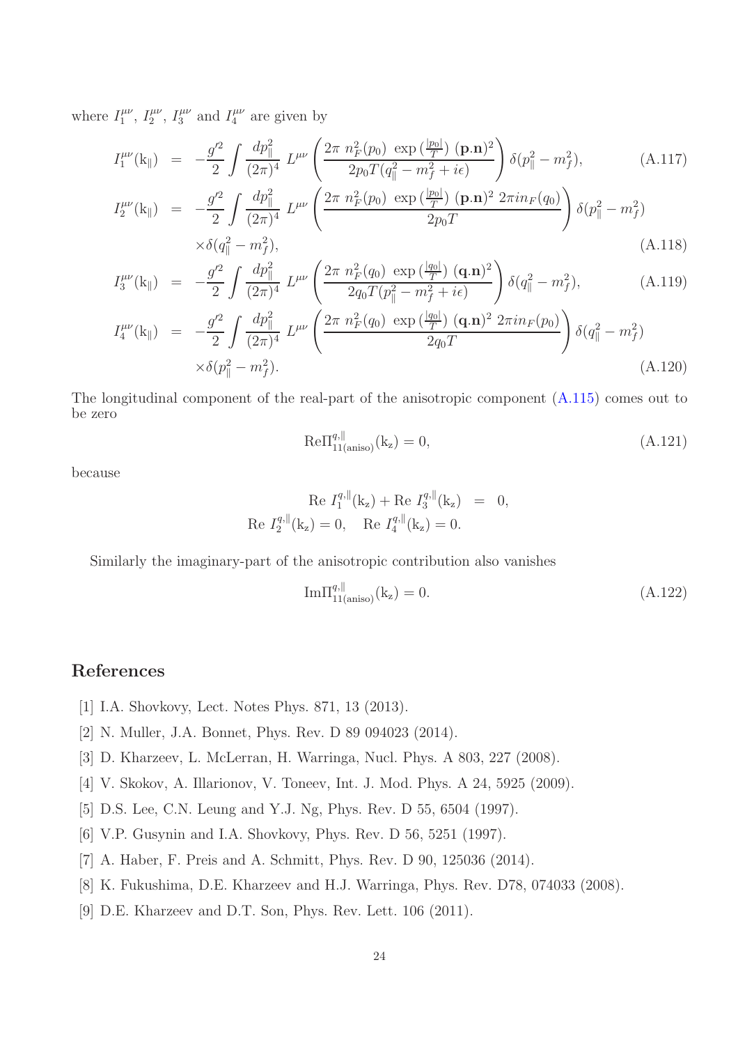where $I_1^{\mu\nu}$, $I_2^{\mu\nu}$, $I_3^{\mu\nu}$ and $I_4^{\mu\nu}$ are given by

$$
\begin{aligned}
I_1^{\mu\nu}(\mathrm{k}_\parallel) &= -\frac{g'^2}{2}\int \frac{dp_\parallel^2}{(2\pi)^4}\, L^{\mu\nu}\left(\frac{2\pi\ n_F^2(p_0)\ \exp\left(\frac{|p_0|}{T}\right)\ (\mathbf{p}.\mathbf{n})^2}{2p_0 T(q_\parallel^2 - m_f^2 + i\epsilon)}\right)\delta(p_\parallel^2 - m_f^2), &\text{(A.117)}\\
I_2^{\mu\nu}(\mathrm{k}_\parallel) &= -\frac{g'^2}{2}\int \frac{dp_\parallel^2}{(2\pi)^4}\, L^{\mu\nu}\left(\frac{2\pi\ n_F^2(p_0)\ \exp\left(\frac{|p_0|}{T}\right)\ (\mathbf{p}.\mathbf{n})^2\ 2\pi i n_F(q_0)}{2p_0 T}\right)\delta(p_\parallel^2 - m_f^2)\\
&\quad\times\delta(q_\parallel^2 - m_f^2), &\text{(A.118)}\\
I_3^{\mu\nu}(\mathrm{k}_\parallel) &= -\frac{g'^2}{2}\int \frac{dp_\parallel^2}{(2\pi)^4}\, L^{\mu\nu}\left(\frac{2\pi\ n_F^2(q_0)\ \exp\left(\frac{|q_0|}{T}\right)\ (\mathbf{q}.\mathbf{n})^2}{2q_0 T(p_\parallel^2 - m_f^2 + i\epsilon)}\right)\delta(q_\parallel^2 - m_f^2), &\text{(A.119)}\\
I_4^{\mu\nu}(\mathrm{k}_\parallel) &= -\frac{g'^2}{2}\int \frac{dp_\parallel^2}{(2\pi)^4}\, L^{\mu\nu}\left(\frac{2\pi\ n_F^2(q_0)\ \exp\left(\frac{|q_0|}{T}\right)\ (\mathbf{q}.\mathbf{n})^2\ 2\pi i n_F(p_0)}{2q_0 T}\right)\delta(q_\parallel^2 - m_f^2)\\
&\quad\times\delta(p_\parallel^2 - m_f^2). &\text{(A.120)}
\end{aligned}
$$

The longitudinal component of the real-part of the anisotropic component (A.115) comes out to be zero

$$
\mathrm{Re}\Pi^{q,\parallel}_{11(\mathrm{aniso})}(\mathrm{k_z}) = 0, \tag{A.121}
$$

because

$$
\begin{aligned}
\mathrm{Re}\ I_1^{q,\parallel}(\mathrm{k_z}) + \mathrm{Re}\ I_3^{q,\parallel}(\mathrm{k_z}) &= 0,\\
\mathrm{Re}\ I_2^{q,\parallel}(\mathrm{k_z}) = 0, \quad \mathrm{Re}\ I_4^{q,\parallel}(\mathrm{k_z}) &= 0.
\end{aligned}
$$

Similarly the imaginary-part of the anisotropic contribution also vanishes

$$
\mathrm{Im}\Pi^{q,\parallel}_{11(\mathrm{aniso})}(\mathrm{k_z}) = 0. \tag{A.122}
$$

## References

[1] I.A. Shovkovy, Lect. Notes Phys. 871, 13 (2013).

[2] N. Muller, J.A. Bonnet, Phys. Rev. D 89 094023 (2014).

[3] D. Kharzeev, L. McLerran, H. Warringa, Nucl. Phys. A 803, 227 (2008).

[4] V. Skokov, A. Illarionov, V. Toneev, Int. J. Mod. Phys. A 24, 5925 (2009).

[5] D.S. Lee, C.N. Leung and Y.J. Ng, Phys. Rev. D 55, 6504 (1997).

[6] V.P. Gusynin and I.A. Shovkovy, Phys. Rev. D 56, 5251 (1997).

[7] A. Haber, F. Preis and A. Schmitt, Phys. Rev. D 90, 125036 (2014).

[8] K. Fukushima, D.E. Kharzeev and H.J. Warringa, Phys. Rev. D78, 074033 (2008).

[9] D.E. Kharzeev and D.T. Son, Phys. Rev. Lett. 106 (2011).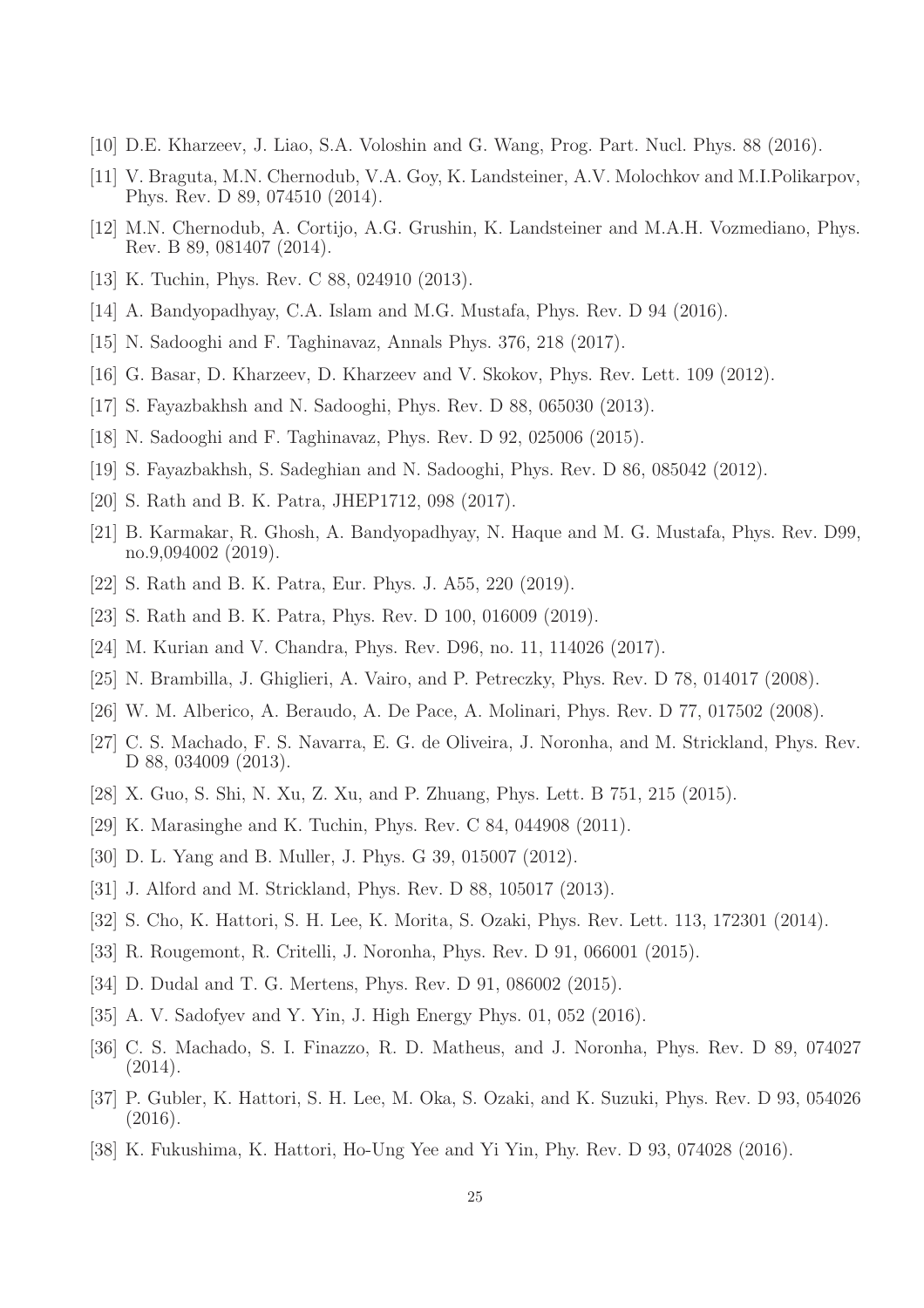[10] D.E. Kharzeev, J. Liao, S.A. Voloshin and G. Wang, Prog. Part. Nucl. Phys. 88 (2016).

[11] V. Braguta, M.N. Chernodub, V.A. Goy, K. Landsteiner, A.V. Molochkov and M.I.Polikarpov, Phys. Rev. D 89, 074510 (2014).

[12] M.N. Chernodub, A. Cortijo, A.G. Grushin, K. Landsteiner and M.A.H. Vozmediano, Phys. Rev. B 89, 081407 (2014).

[13] K. Tuchin, Phys. Rev. C 88, 024910 (2013).

[14] A. Bandyopadhyay, C.A. Islam and M.G. Mustafa, Phys. Rev. D 94 (2016).

[15] N. Sadooghi and F. Taghinavaz, Annals Phys. 376, 218 (2017).

[16] G. Basar, D. Kharzeev, D. Kharzeev and V. Skokov, Phys. Rev. Lett. 109 (2012).

[17] S. Fayazbakhsh and N. Sadooghi, Phys. Rev. D 88, 065030 (2013).

[18] N. Sadooghi and F. Taghinavaz, Phys. Rev. D 92, 025006 (2015).

[19] S. Fayazbakhsh, S. Sadeghian and N. Sadooghi, Phys. Rev. D 86, 085042 (2012).

[20] S. Rath and B. K. Patra, JHEP1712, 098 (2017).

[21] B. Karmakar, R. Ghosh, A. Bandyopadhyay, N. Haque and M. G. Mustafa, Phys. Rev. D99, no.9,094002 (2019).

[22] S. Rath and B. K. Patra, Eur. Phys. J. A55, 220 (2019).

[23] S. Rath and B. K. Patra, Phys. Rev. D 100, 016009 (2019).

[24] M. Kurian and V. Chandra, Phys. Rev. D96, no. 11, 114026 (2017).

[25] N. Brambilla, J. Ghiglieri, A. Vairo, and P. Petreczky, Phys. Rev. D 78, 014017 (2008).

[26] W. M. Alberico, A. Beraudo, A. De Pace, A. Molinari, Phys. Rev. D 77, 017502 (2008).

[27] C. S. Machado, F. S. Navarra, E. G. de Oliveira, J. Noronha, and M. Strickland, Phys. Rev. D 88, 034009 (2013).

[28] X. Guo, S. Shi, N. Xu, Z. Xu, and P. Zhuang, Phys. Lett. B 751, 215 (2015).

[29] K. Marasinghe and K. Tuchin, Phys. Rev. C 84, 044908 (2011).

[30] D. L. Yang and B. Muller, J. Phys. G 39, 015007 (2012).

[31] J. Alford and M. Strickland, Phys. Rev. D 88, 105017 (2013).

[32] S. Cho, K. Hattori, S. H. Lee, K. Morita, S. Ozaki, Phys. Rev. Lett. 113, 172301 (2014).

[33] R. Rougemont, R. Critelli, J. Noronha, Phys. Rev. D 91, 066001 (2015).

[34] D. Dudal and T. G. Mertens, Phys. Rev. D 91, 086002 (2015).

[35] A. V. Sadofyev and Y. Yin, J. High Energy Phys. 01, 052 (2016).

[36] C. S. Machado, S. I. Finazzo, R. D. Matheus, and J. Noronha, Phys. Rev. D 89, 074027 (2014).

[37] P. Gubler, K. Hattori, S. H. Lee, M. Oka, S. Ozaki, and K. Suzuki, Phys. Rev. D 93, 054026 (2016).

[38] K. Fukushima, K. Hattori, Ho-Ung Yee and Yi Yin, Phy. Rev. D 93, 074028 (2016).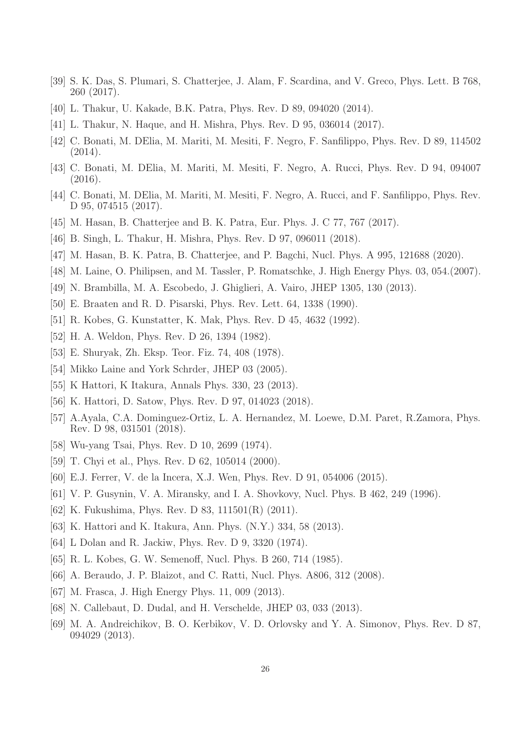[39] S. K. Das, S. Plumari, S. Chatterjee, J. Alam, F. Scardina, and V. Greco, Phys. Lett. B 768, 260 (2017).

[40] L. Thakur, U. Kakade, B.K. Patra, Phys. Rev. D 89, 094020 (2014).

[41] L. Thakur, N. Haque, and H. Mishra, Phys. Rev. D 95, 036014 (2017).

[42] C. Bonati, M. DElia, M. Mariti, M. Mesiti, F. Negro, F. Sanfilippo, Phys. Rev. D 89, 114502 (2014).

[43] C. Bonati, M. DElia, M. Mariti, M. Mesiti, F. Negro, A. Rucci, Phys. Rev. D 94, 094007 (2016).

[44] C. Bonati, M. DElia, M. Mariti, M. Mesiti, F. Negro, A. Rucci, and F. Sanfilippo, Phys. Rev. D 95, 074515 (2017).

[45] M. Hasan, B. Chatterjee and B. K. Patra, Eur. Phys. J. C 77, 767 (2017).

[46] B. Singh, L. Thakur, H. Mishra, Phys. Rev. D 97, 096011 (2018).

[47] M. Hasan, B. K. Patra, B. Chatterjee, and P. Bagchi, Nucl. Phys. A 995, 121688 (2020).

[48] M. Laine, O. Philipsen, and M. Tassler, P. Romatschke, J. High Energy Phys. 03, 054.(2007).

[49] N. Brambilla, M. A. Escobedo, J. Ghiglieri, A. Vairo, JHEP 1305, 130 (2013).

[50] E. Braaten and R. D. Pisarski, Phys. Rev. Lett. 64, 1338 (1990).

[51] R. Kobes, G. Kunstatter, K. Mak, Phys. Rev. D 45, 4632 (1992).

[52] H. A. Weldon, Phys. Rev. D 26, 1394 (1982).

[53] E. Shuryak, Zh. Eksp. Teor. Fiz. 74, 408 (1978).

[54] Mikko Laine and York Schrder, JHEP 03 (2005).

[55] K Hattori, K Itakura, Annals Phys. 330, 23 (2013).

[56] K. Hattori, D. Satow, Phys. Rev. D 97, 014023 (2018).

[57] A.Ayala, C.A. Dominguez-Ortiz, L. A. Hernandez, M. Loewe, D.M. Paret, R.Zamora, Phys. Rev. D 98, 031501 (2018).

[58] Wu-yang Tsai, Phys. Rev. D 10, 2699 (1974).

[59] T. Chyi et al., Phys. Rev. D 62, 105014 (2000).

[60] E.J. Ferrer, V. de la Incera, X.J. Wen, Phys. Rev. D 91, 054006 (2015).

[61] V. P. Gusynin, V. A. Miransky, and I. A. Shovkovy, Nucl. Phys. B 462, 249 (1996).

[62] K. Fukushima, Phys. Rev. D 83, 111501(R) (2011).

[63] K. Hattori and K. Itakura, Ann. Phys. (N.Y.) 334, 58 (2013).

[64] L Dolan and R. Jackiw, Phys. Rev. D 9, 3320 (1974).

[65] R. L. Kobes, G. W. Semenoff, Nucl. Phys. B 260, 714 (1985).

[66] A. Beraudo, J. P. Blaizot, and C. Ratti, Nucl. Phys. A806, 312 (2008).

[67] M. Frasca, J. High Energy Phys. 11, 009 (2013).

[68] N. Callebaut, D. Dudal, and H. Verschelde, JHEP 03, 033 (2013).

[69] M. A. Andreichikov, B. O. Kerbikov, V. D. Orlovsky and Y. A. Simonov, Phys. Rev. D 87, 094029 (2013).